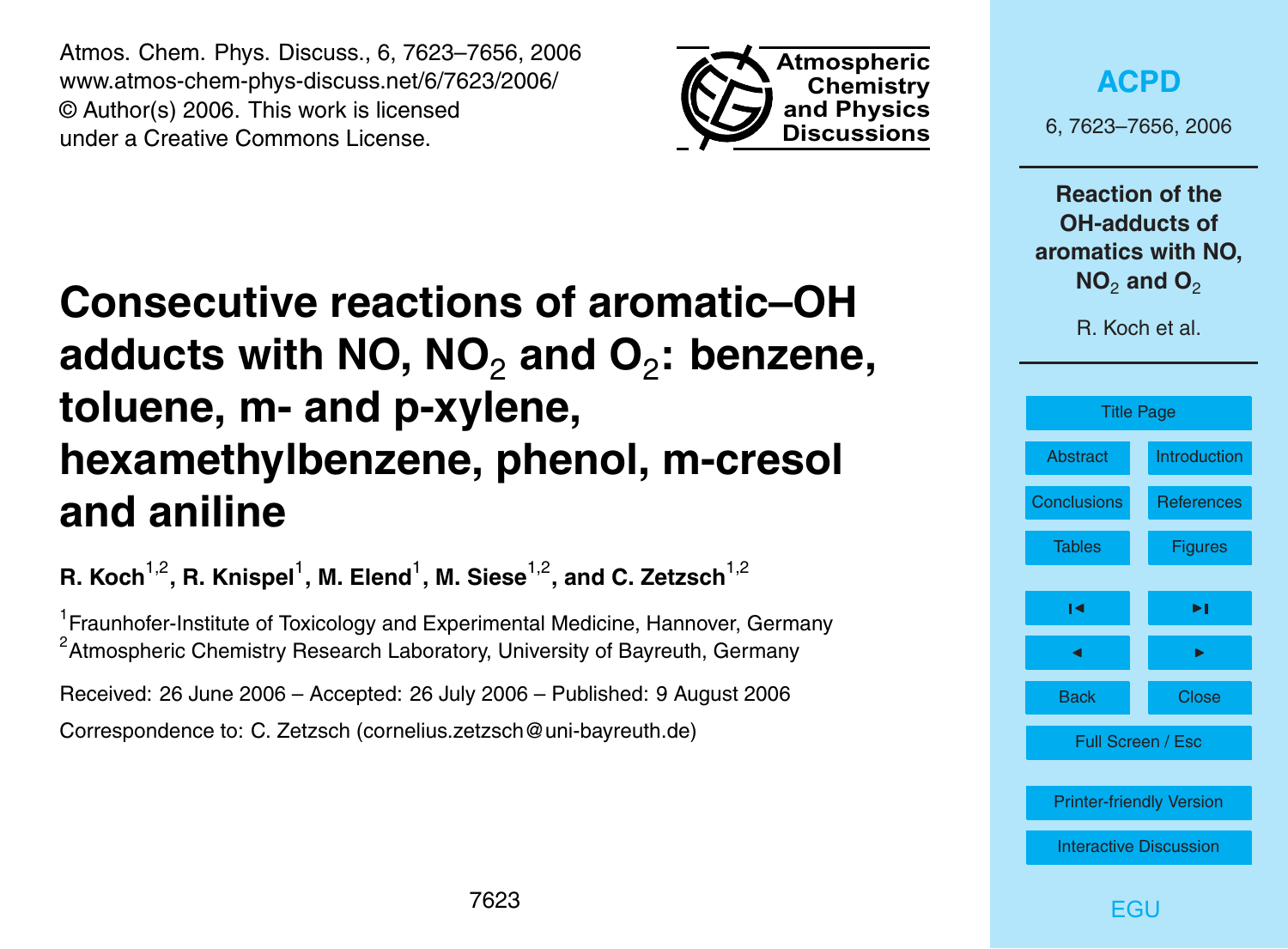Atmos. Chem. Phys. Discuss., 6, 7623–7656, 2006
www.atmos-chem-phys-discuss.net/6/7623/2006/
© Author(s) 2006. This work is licensed
under a Creative Commons License.

# Consecutive reactions of aromatic–OH adducts with NO, $NO_2$ and $O_2$: benzene, toluene, m- and p-xylene, hexamethylbenzene, phenol, m-cresol and aniline

**R. Koch[1,2], R. Knispel[1], M. Elend[1], M. Siese[1,2], and C. Zetzsch[1,2]**

[1]Fraunhofer-Institute of Toxicology and Experimental Medicine, Hannover, Germany
[2]Atmospheric Chemistry Research Laboratory, University of Bayreuth, Germany

Received: 26 June 2006 – Accepted: 26 July 2006 – Published: 9 August 2006

Correspondence to: C. Zetzsch (cornelius.zetzsch@uni-bayreuth.de)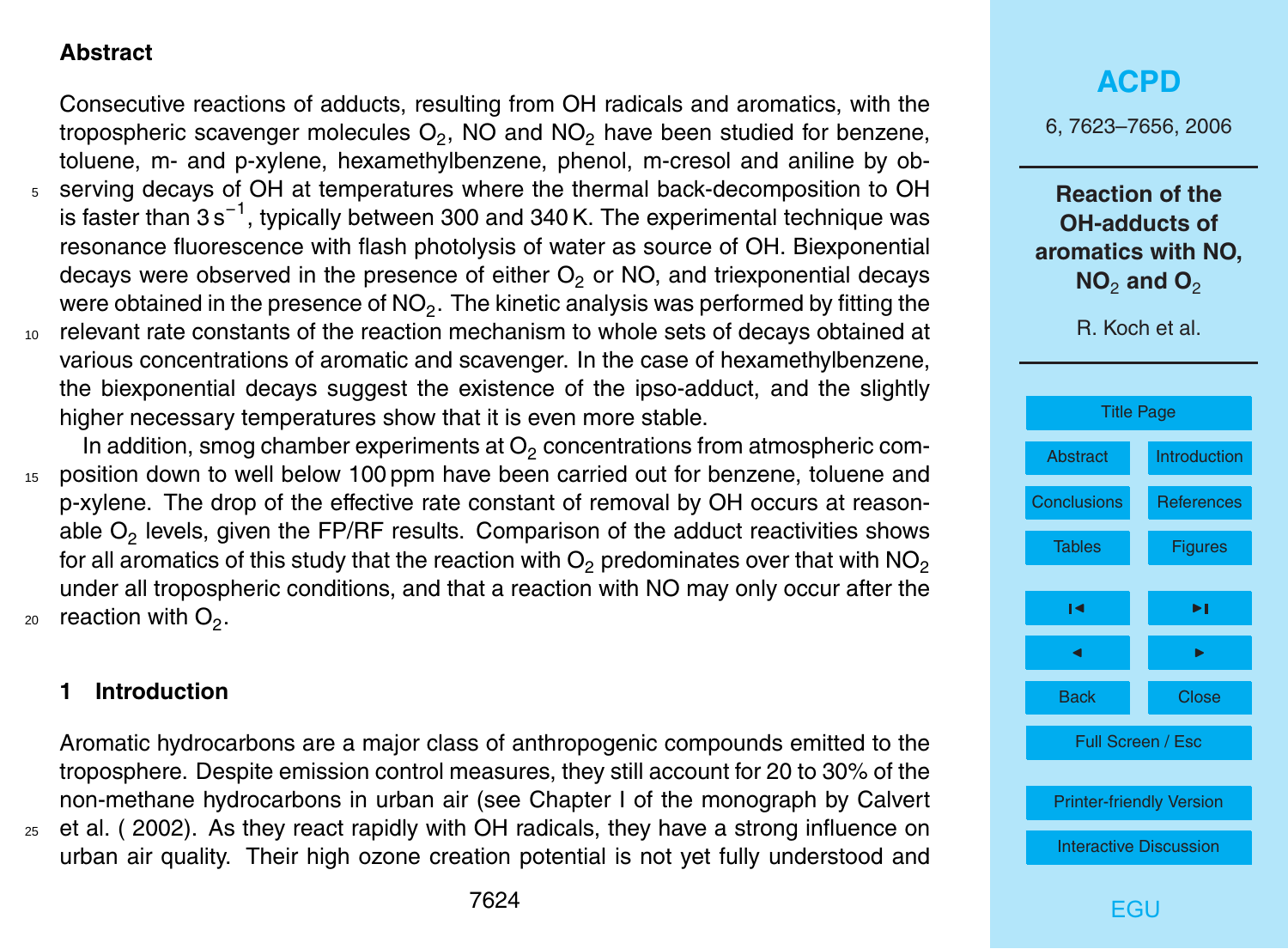## Abstract

Consecutive reactions of adducts, resulting from OH radicals and aromatics, with the tropospheric scavenger molecules $O_2$, NO and $NO_2$ have been studied for benzene, toluene, m- and p-xylene, hexamethylbenzene, phenol, m-cresol and aniline by observing decays of OH at temperatures where the thermal back-decomposition to OH is faster than $3\,s^{-1}$, typically between 300 and 340 K. The experimental technique was resonance fluorescence with flash photolysis of water as source of OH. Biexponential decays were observed in the presence of either $O_2$ or NO, and triexponential decays were obtained in the presence of $NO_2$. The kinetic analysis was performed by fitting the relevant rate constants of the reaction mechanism to whole sets of decays obtained at various concentrations of aromatic and scavenger. In the case of hexamethylbenzene, the biexponential decays suggest the existence of the ipso-adduct, and the slightly higher necessary temperatures show that it is even more stable.

In addition, smog chamber experiments at $O_2$ concentrations from atmospheric composition down to well below 100 ppm have been carried out for benzene, toluene and p-xylene. The drop of the effective rate constant of removal by OH occurs at reasonable $O_2$ levels, given the FP/RF results. Comparison of the adduct reactivities shows for all aromatics of this study that the reaction with $O_2$ predominates over that with $NO_2$ under all tropospheric conditions, and that a reaction with NO may only occur after the reaction with $O_2$.

## 1 Introduction

Aromatic hydrocarbons are a major class of anthropogenic compounds emitted to the troposphere. Despite emission control measures, they still account for 20 to 30% of the non-methane hydrocarbons in urban air (see Chapter I of the monograph by Calvert et al. ( 2002). As they react rapidly with OH radicals, they have a strong influence on urban air quality. Their high ozone creation potential is not yet fully understood and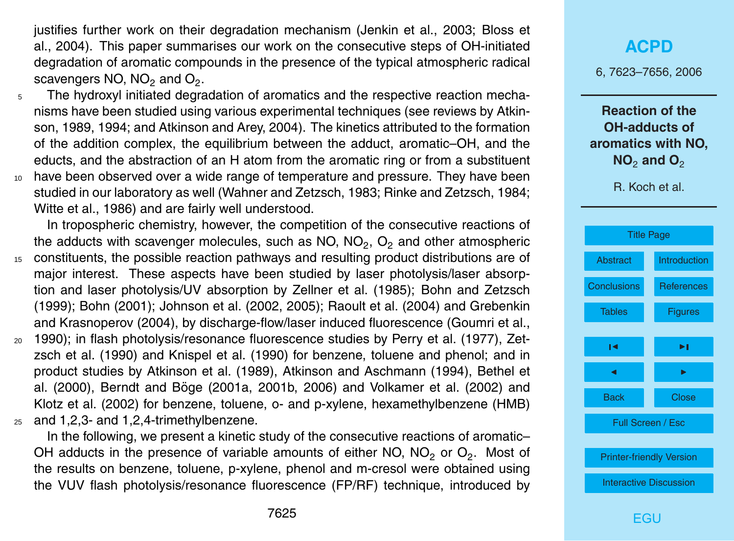justifies further work on their degradation mechanism (Jenkin et al., 2003; Bloss et al., 2004). This paper summarises our work on the consecutive steps of OH-initiated degradation of aromatic compounds in the presence of the typical atmospheric radical scavengers NO, $NO_2$ and $O_2$.

The hydroxyl initiated degradation of aromatics and the respective reaction mechanisms have been studied using various experimental techniques (see reviews by Atkinson, 1989, 1994; and Atkinson and Arey, 2004). The kinetics attributed to the formation of the addition complex, the equilibrium between the adduct, aromatic–OH, and the educts, and the abstraction of an H atom from the aromatic ring or from a substituent have been observed over a wide range of temperature and pressure. They have been studied in our laboratory as well (Wahner and Zetzsch, 1983; Rinke and Zetzsch, 1984; Witte et al., 1986) and are fairly well understood.

In tropospheric chemistry, however, the competition of the consecutive reactions of the adducts with scavenger molecules, such as NO, $NO_2$, $O_2$ and other atmospheric constituents, the possible reaction pathways and resulting product distributions are of major interest. These aspects have been studied by laser photolysis/laser absorption and laser photolysis/UV absorption by Zellner et al. (1985); Bohn and Zetzsch (1999); Bohn (2001); Johnson et al. (2002, 2005); Raoult et al. (2004) and Grebenkin and Krasnoperov (2004), by discharge-flow/laser induced fluorescence (Goumri et al., 1990); in flash photolysis/resonance fluorescence studies by Perry et al. (1977), Zetzsch et al. (1990) and Knispel et al. (1990) for benzene, toluene and phenol; and in product studies by Atkinson et al. (1989), Atkinson and Aschmann (1994), Bethel et al. (2000), Berndt and Böge (2001a, 2001b, 2006) and Volkamer et al. (2002) and Klotz et al. (2002) for benzene, toluene, o- and p-xylene, hexamethylbenzene (HMB) and 1,2,3- and 1,2,4-trimethylbenzene.

In the following, we present a kinetic study of the consecutive reactions of aromatic–OH adducts in the presence of variable amounts of either NO, $NO_2$ or $O_2$. Most of the results on benzene, toluene, p-xylene, phenol and m-cresol were obtained using the VUV flash photolysis/resonance fluorescence (FP/RF) technique, introduced by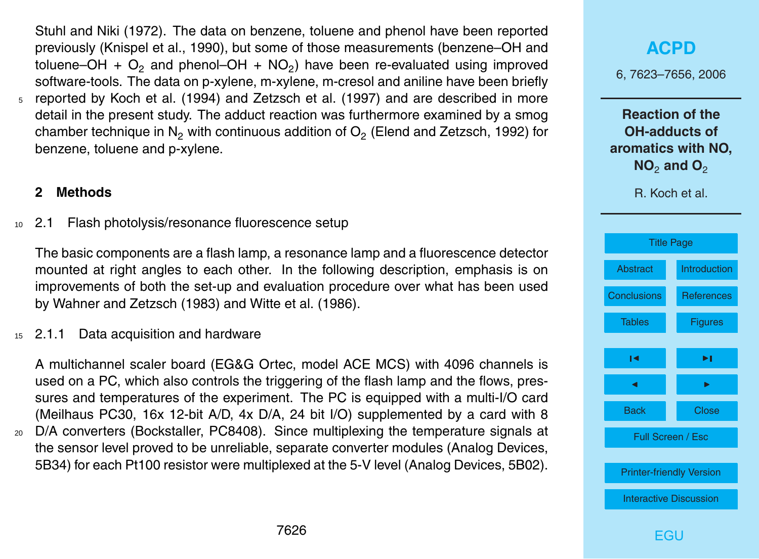Stuhl and Niki (1972). The data on benzene, toluene and phenol have been reported previously (Knispel et al., 1990), but some of those measurements (benzene–OH and toluene–OH + $O_2$ and phenol–OH + $NO_2$) have been re-evaluated using improved software-tools. The data on p-xylene, m-xylene, m-cresol and aniline have been briefly reported by Koch et al. (1994) and Zetzsch et al. (1997) and are described in more detail in the present study. The adduct reaction was furthermore examined by a smog chamber technique in $N_2$ with continuous addition of $O_2$ (Elend and Zetzsch, 1992) for benzene, toluene and p-xylene.

## 2 Methods

### 2.1 Flash photolysis/resonance fluorescence setup

The basic components are a flash lamp, a resonance lamp and a fluorescence detector mounted at right angles to each other. In the following description, emphasis is on improvements of both the set-up and evaluation procedure over what has been used by Wahner and Zetzsch (1983) and Witte et al. (1986).

#### 2.1.1 Data acquisition and hardware

A multichannel scaler board (EG&G Ortec, model ACE MCS) with 4096 channels is used on a PC, which also controls the triggering of the flash lamp and the flows, pressures and temperatures of the experiment. The PC is equipped with a multi-I/O card (Meilhaus PC30, 16x 12-bit A/D, 4x D/A, 24 bit I/O) supplemented by a card with 8 D/A converters (Bockstaller, PC8408). Since multiplexing the temperature signals at the sensor level proved to be unreliable, separate converter modules (Analog Devices, 5B34) for each Pt100 resistor were multiplexed at the 5-V level (Analog Devices, 5B02).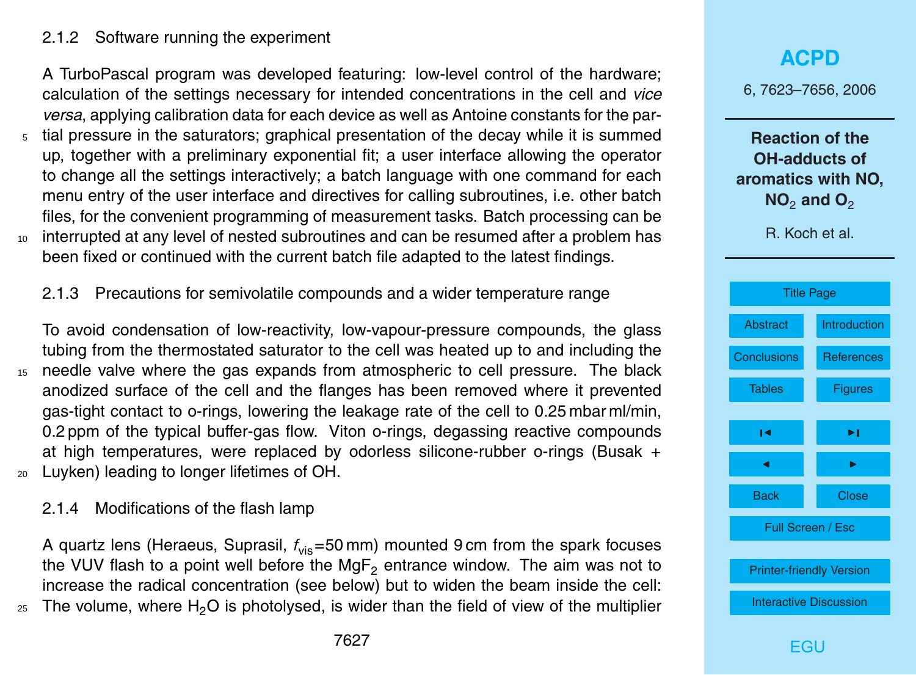### 2.1.2 Software running the experiment

A TurboPascal program was developed featuring: low-level control of the hardware; calculation of the settings necessary for intended concentrations in the cell and *vice versa*, applying calibration data for each device as well as Antoine constants for the partial pressure in the saturators; graphical presentation of the decay while it is summed up, together with a preliminary exponential fit; a user interface allowing the operator to change all the settings interactively; a batch language with one command for each menu entry of the user interface and directives for calling subroutines, i.e. other batch files, for the convenient programming of measurement tasks. Batch processing can be interrupted at any level of nested subroutines and can be resumed after a problem has been fixed or continued with the current batch file adapted to the latest findings.

### 2.1.3 Precautions for semivolatile compounds and a wider temperature range

To avoid condensation of low-reactivity, low-vapour-pressure compounds, the glass tubing from the thermostated saturator to the cell was heated up to and including the needle valve where the gas expands from atmospheric to cell pressure. The black anodized surface of the cell and the flanges has been removed where it prevented gas-tight contact to o-rings, lowering the leakage rate of the cell to 0.25 mbar ml/min, 0.2 ppm of the typical buffer-gas flow. Viton o-rings, degassing reactive compounds at high temperatures, were replaced by odorless silicone-rubber o-rings (Busak + Luyken) leading to longer lifetimes of OH.

### 2.1.4 Modifications of the flash lamp

A quartz lens (Heraeus, Suprasil, $f_{vis}$=50 mm) mounted 9 cm from the spark focuses the VUV flash to a point well before the $MgF_2$ entrance window. The aim was not to increase the radical concentration (see below) but to widen the beam inside the cell: The volume, where $H_2O$ is photolysed, is wider than the field of view of the multiplier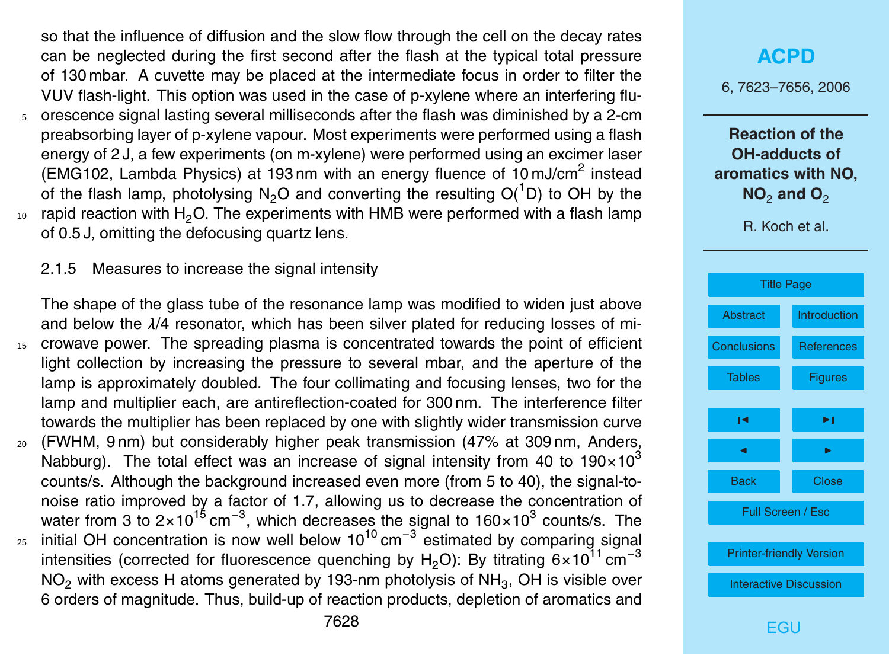so that the influence of diffusion and the slow flow through the cell on the decay rates can be neglected during the first second after the flash at the typical total pressure of 130 mbar. A cuvette may be placed at the intermediate focus in order to filter the VUV flash-light. This option was used in the case of p-xylene where an interfering fluorescence signal lasting several milliseconds after the flash was diminished by a 2-cm preabsorbing layer of p-xylene vapour. Most experiments were performed using a flash energy of 2 J, a few experiments (on m-xylene) were performed using an excimer laser (EMG102, Lambda Physics) at 193 nm with an energy fluence of 10 mJ/cm$^2$ instead of the flash lamp, photolysing $N_2O$ and converting the resulting $O(^1D)$ to OH by the rapid reaction with $H_2O$. The experiments with HMB were performed with a flash lamp of 0.5 J, omitting the defocusing quartz lens.

#### 2.1.5 Measures to increase the signal intensity

The shape of the glass tube of the resonance lamp was modified to widen just above and below the $\lambda/4$ resonator, which has been silver plated for reducing losses of microwave power. The spreading plasma is concentrated towards the point of efficient light collection by increasing the pressure to several mbar, and the aperture of the lamp is approximately doubled. The four collimating and focusing lenses, two for the lamp and multiplier each, are antireflection-coated for 300 nm. The interference filter towards the multiplier has been replaced by one with slightly wider transmission curve (FWHM, 9 nm) but considerably higher peak transmission (47% at 309 nm, Anders, Nabburg). The total effect was an increase of signal intensity from 40 to $190\times10^3$ counts/s. Although the background increased even more (from 5 to 40), the signal-to-noise ratio improved by a factor of 1.7, allowing us to decrease the concentration of water from 3 to $2\times10^{15}$ cm$^{-3}$, which decreases the signal to $160\times10^3$ counts/s. The initial OH concentration is now well below $10^{10}$ cm$^{-3}$ estimated by comparing signal intensities (corrected for fluorescence quenching by $H_2O$): By titrating $6\times10^{11}$ cm$^{-3}$ $NO_2$ with excess H atoms generated by 193-nm photolysis of $NH_3$, OH is visible over 6 orders of magnitude. Thus, build-up of reaction products, depletion of aromatics and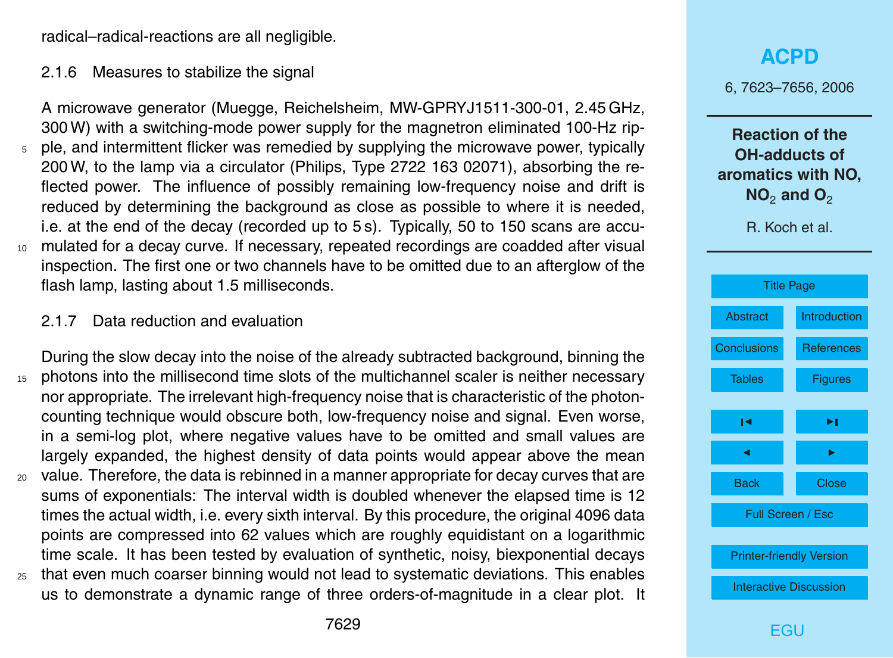radical–radical-reactions are all negligible.

### 2.1.6 Measures to stabilize the signal

A microwave generator (Muegge, Reichelsheim, MW-GPRYJ1511-300-01, 2.45 GHz, 300 W) with a switching-mode power supply for the magnetron eliminated 100-Hz ripple, and intermittent flicker was remedied by supplying the microwave power, typically 200 W, to the lamp via a circulator (Philips, Type 2722 163 02071), absorbing the reflected power. The influence of possibly remaining low-frequency noise and drift is reduced by determining the background as close as possible to where it is needed, i.e. at the end of the decay (recorded up to 5 s). Typically, 50 to 150 scans are accumulated for a decay curve. If necessary, repeated recordings are coadded after visual inspection. The first one or two channels have to be omitted due to an afterglow of the flash lamp, lasting about 1.5 milliseconds.

### 2.1.7 Data reduction and evaluation

During the slow decay into the noise of the already subtracted background, binning the photons into the millisecond time slots of the multichannel scaler is neither necessary nor appropriate. The irrelevant high-frequency noise that is characteristic of the photon-counting technique would obscure both, low-frequency noise and signal. Even worse, in a semi-log plot, where negative values have to be omitted and small values are largely expanded, the highest density of data points would appear above the mean value. Therefore, the data is rebinned in a manner appropriate for decay curves that are sums of exponentials: The interval width is doubled whenever the elapsed time is 12 times the actual width, i.e. every sixth interval. By this procedure, the original 4096 data points are compressed into 62 values which are roughly equidistant on a logarithmic time scale. It has been tested by evaluation of synthetic, noisy, biexponential decays that even much coarser binning would not lead to systematic deviations. This enables us to demonstrate a dynamic range of three orders-of-magnitude in a clear plot. It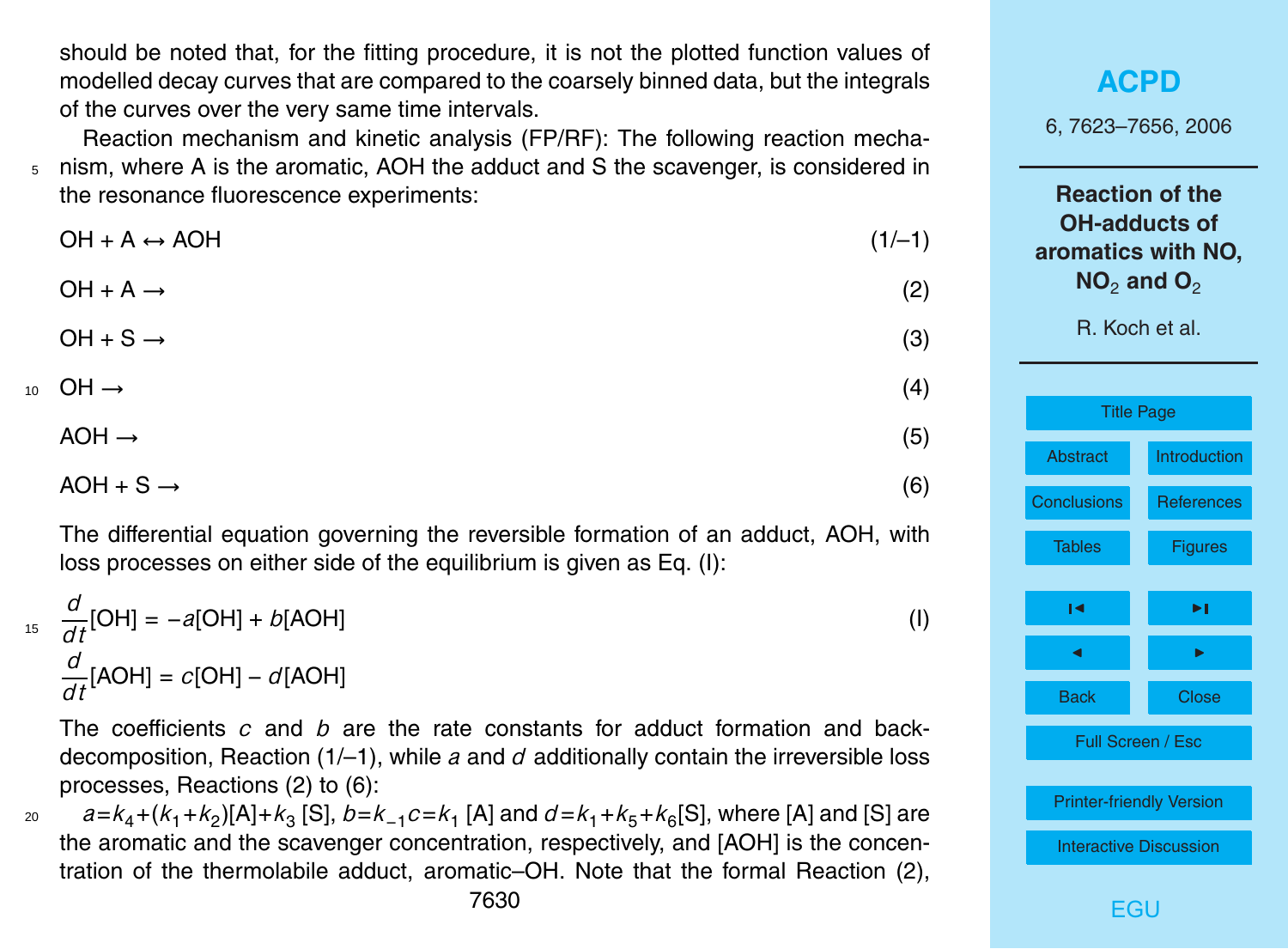should be noted that, for the fitting procedure, it is not the plotted function values of modelled decay curves that are compared to the coarsely binned data, but the integrals of the curves over the very same time intervals.

Reaction mechanism and kinetic analysis (FP/RF): The following reaction mechanism, where A is the aromatic, AOH the adduct and S the scavenger, is considered in the resonance fluorescence experiments:

$$OH + A \leftrightarrow AOH \tag{1/–1}$$

$$OH + A \rightarrow \tag{2}$$

$$OH + S \rightarrow \tag{3}$$

$$OH \rightarrow \tag{4}$$

$$AOH \rightarrow \tag{5}$$

$$AOH + S \rightarrow \tag{6}$$

The differential equation governing the reversible formation of an adduct, AOH, with loss processes on either side of the equilibrium is given as Eq. (I):

$$\frac{d}{dt}[OH] = -a[OH] + b[AOH] \tag{I}$$

$$\frac{d}{dt}[AOH] = c[OH] - d[AOH]$$

The coefficients $c$ and $b$ are the rate constants for adduct formation and back-decomposition, Reaction (1/–1), while $a$ and $d$ additionally contain the irreversible loss processes, Reactions (2) to (6):

$a = k_4 + (k_1 + k_2)[A] + k_3[S]$, $b = k_{-1}$ $c = k_1[A]$ and $d = k_1 + k_5 + k_6[S]$, where [A] and [S] are the aromatic and the scavenger concentration, respectively, and [AOH] is the concentration of the thermolabile adduct, aromatic–OH. Note that the formal Reaction (2),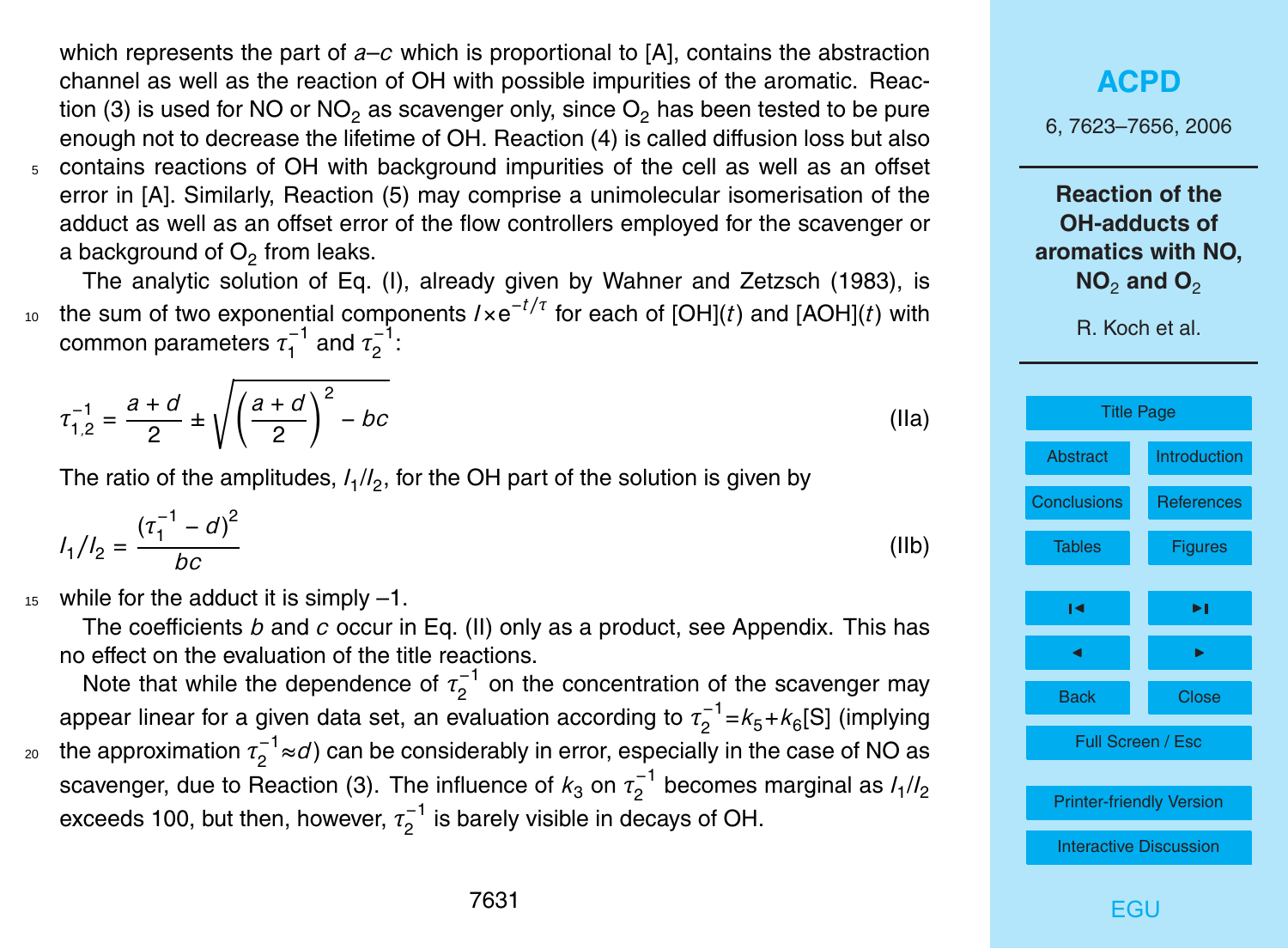which represents the part of $a$–$c$ which is proportional to [A], contains the abstraction channel as well as the reaction of OH with possible impurities of the aromatic. Reaction (3) is used for NO or $NO_2$ as scavenger only, since $O_2$ has been tested to be pure enough not to decrease the lifetime of OH. Reaction (4) is called diffusion loss but also contains reactions of OH with background impurities of the cell as well as an offset error in [A]. Similarly, Reaction (5) may comprise a unimolecular isomerisation of the adduct as well as an offset error of the flow controllers employed for the scavenger or a background of $O_2$ from leaks.

The analytic solution of Eq. (I), already given by Wahner and Zetzsch (1983), is the sum of two exponential components $I \times e^{-t/\tau}$ for each of [OH]($t$) and [AOH]($t$) with common parameters $\tau_1^{-1}$ and $\tau_2^{-1}$:

$$\tau_{1,2}^{-1} = \frac{a+d}{2} \pm \sqrt{\left(\frac{a+d}{2}\right)^2 - bc} \tag{IIa}$$

The ratio of the amplitudes, $I_1/I_2$, for the OH part of the solution is given by

$$I_1/I_2 = \frac{(\tau_1^{-1} - d)^2}{bc} \tag{IIb}$$

while for the adduct it is simply –1.

The coefficients $b$ and $c$ occur in Eq. (II) only as a product, see Appendix. This has no effect on the evaluation of the title reactions.

Note that while the dependence of $\tau_2^{-1}$ on the concentration of the scavenger may appear linear for a given data set, an evaluation according to $\tau_2^{-1}=k_5+k_6[S]$ (implying the approximation $\tau_2^{-1} \approx d$) can be considerably in error, especially in the case of NO as scavenger, due to Reaction (3). The influence of $k_3$ on $\tau_2^{-1}$ becomes marginal as $I_1/I_2$ exceeds 100, but then, however, $\tau_2^{-1}$ is barely visible in decays of OH.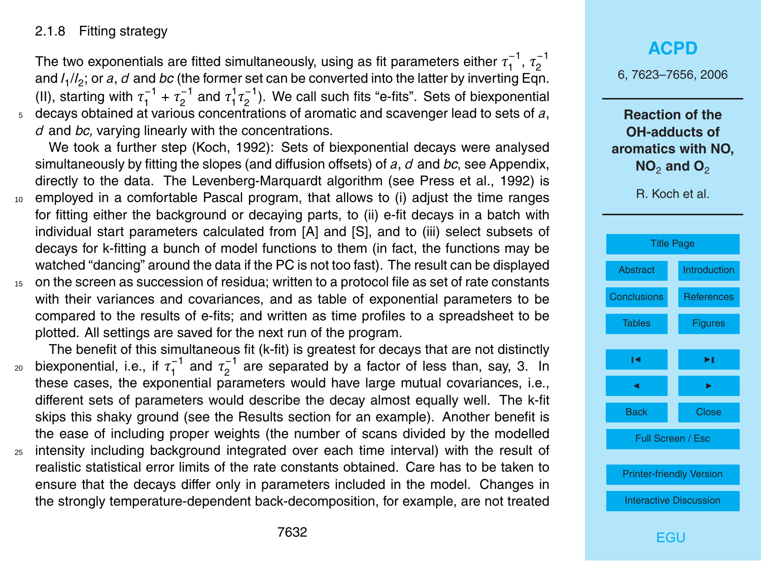### 2.1.8 Fitting strategy

The two exponentials are fitted simultaneously, using as fit parameters either $\tau_1^{-1}$, $\tau_2^{-1}$ and $I_1/I_2$; or *a*, *d* and *bc* (the former set can be converted into the latter by inverting Eqn. (II), starting with $\tau_1^{-1} + \tau_2^{-1}$ and $\tau_1^{1}\tau_2^{-1}$). We call such fits "e-fits". Sets of biexponential decays obtained at various concentrations of aromatic and scavenger lead to sets of *a*, *d* and *bc,* varying linearly with the concentrations.

We took a further step (Koch, 1992): Sets of biexponential decays were analysed simultaneously by fitting the slopes (and diffusion offsets) of *a*, *d* and *bc*, see Appendix, directly to the data. The Levenberg-Marquardt algorithm (see Press et al., 1992) is employed in a comfortable Pascal program, that allows to (i) adjust the time ranges for fitting either the background or decaying parts, to (ii) e-fit decays in a batch with individual start parameters calculated from [A] and [S], and to (iii) select subsets of decays for k-fitting a bunch of model functions to them (in fact, the functions may be watched "dancing" around the data if the PC is not too fast). The result can be displayed on the screen as succession of residua; written to a protocol file as set of rate constants with their variances and covariances, and as table of exponential parameters to be compared to the results of e-fits; and written as time profiles to a spreadsheet to be plotted. All settings are saved for the next run of the program.

The benefit of this simultaneous fit (k-fit) is greatest for decays that are not distinctly biexponential, i.e., if $\tau_1^{-1}$ and $\tau_2^{-1}$ are separated by a factor of less than, say, 3. In these cases, the exponential parameters would have large mutual covariances, i.e., different sets of parameters would describe the decay almost equally well. The k-fit skips this shaky ground (see the Results section for an example). Another benefit is the ease of including proper weights (the number of scans divided by the modelled intensity including background integrated over each time interval) with the result of realistic statistical error limits of the rate constants obtained. Care has to be taken to ensure that the decays differ only in parameters included in the model. Changes in the strongly temperature-dependent back-decomposition, for example, are not treated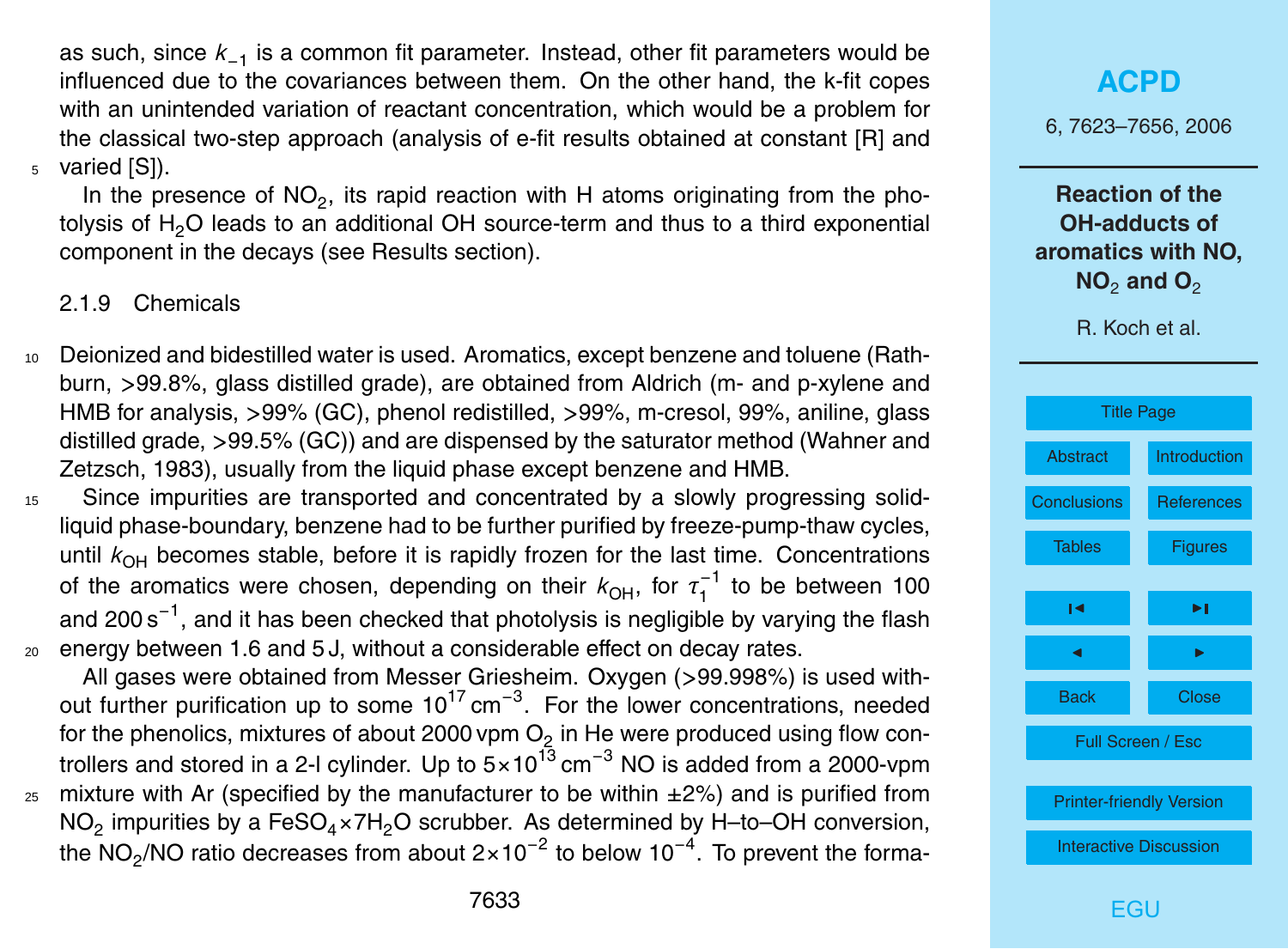as such, since $k_{-1}$ is a common fit parameter. Instead, other fit parameters would be influenced due to the covariances between them. On the other hand, the k-fit copes with an unintended variation of reactant concentration, which would be a problem for the classical two-step approach (analysis of e-fit results obtained at constant [R] and varied [S]).

In the presence of $NO_2$, its rapid reaction with H atoms originating from the photolysis of $H_2O$ leads to an additional OH source-term and thus to a third exponential component in the decays (see Results section).

#### 2.1.9 Chemicals

Deionized and bidestilled water is used. Aromatics, except benzene and toluene (Rathburn, >99.8%, glass distilled grade), are obtained from Aldrich (m- and p-xylene and HMB for analysis, >99% (GC), phenol redistilled, >99%, m-cresol, 99%, aniline, glass distilled grade, >99.5% (GC)) and are dispensed by the saturator method (Wahner and Zetzsch, 1983), usually from the liquid phase except benzene and HMB.

Since impurities are transported and concentrated by a slowly progressing solid-liquid phase-boundary, benzene had to be further purified by freeze-pump-thaw cycles, until $k_{OH}$ becomes stable, before it is rapidly frozen for the last time. Concentrations of the aromatics were chosen, depending on their $k_{OH}$, for $\tau_1^{-1}$ to be between 100 and 200 $s^{-1}$, and it has been checked that photolysis is negligible by varying the flash energy between 1.6 and 5 J, without a considerable effect on decay rates.

All gases were obtained from Messer Griesheim. Oxygen (>99.998%) is used without further purification up to some $10^{17}$ $cm^{-3}$. For the lower concentrations, needed for the phenolics, mixtures of about 2000 vpm $O_2$ in He were produced using flow controllers and stored in a 2-l cylinder. Up to $5\times10^{13}$ $cm^{-3}$ NO is added from a 2000-vpm mixture with Ar (specified by the manufacturer to be within ±2%) and is purified from $NO_2$ impurities by a $FeSO_4\times7H_2O$ scrubber. As determined by H–to–OH conversion, the $NO_2$/NO ratio decreases from about $2\times10^{-2}$ to below $10^{-4}$. To prevent the forma-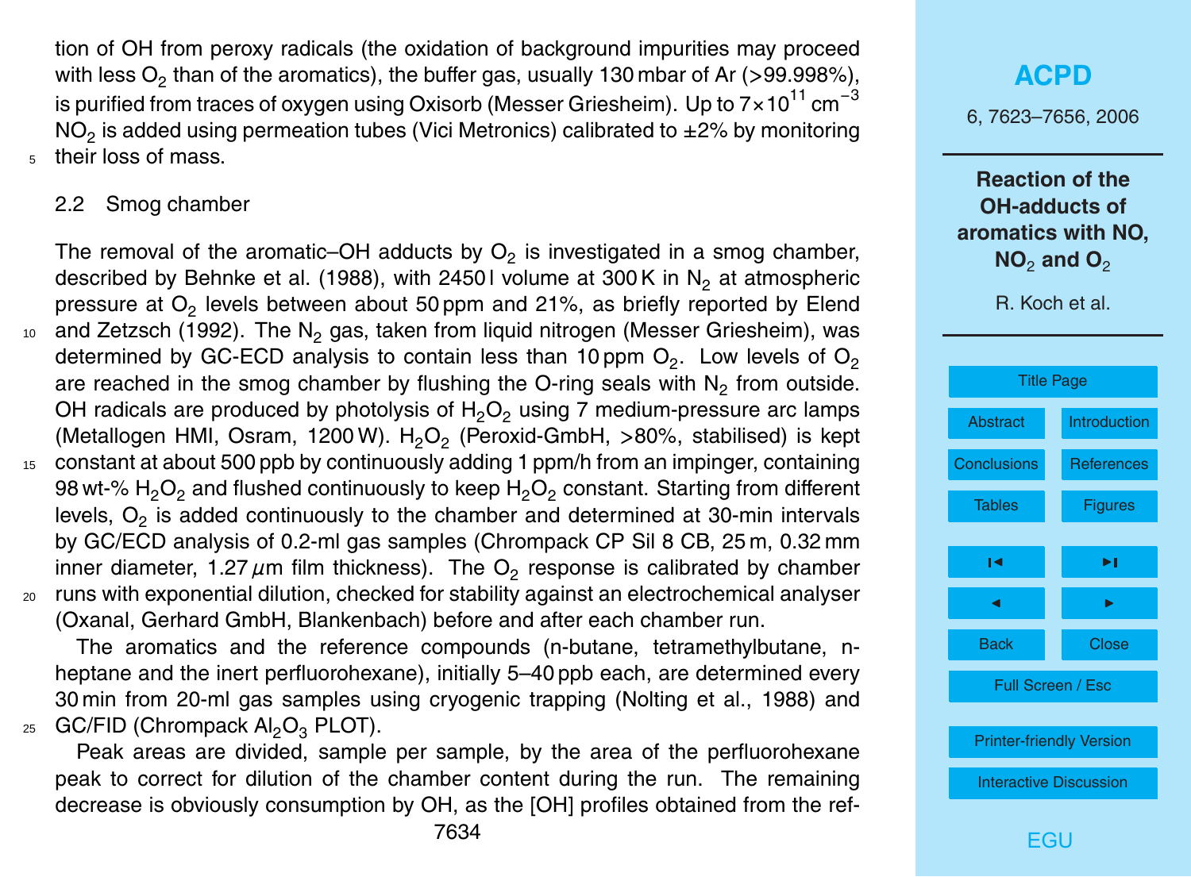tion of OH from peroxy radicals (the oxidation of background impurities may proceed with less $O_2$ than of the aromatics), the buffer gas, usually 130 mbar of Ar (>99.998%), is purified from traces of oxygen using Oxisorb (Messer Griesheim). Up to $7\times10^{11}$ cm$^{-3}$ $NO_2$ is added using permeation tubes (Vici Metronics) calibrated to ±2% by monitoring their loss of mass.

## 2.2 Smog chamber

The removal of the aromatic–OH adducts by $O_2$ is investigated in a smog chamber, described by Behnke et al. (1988), with 2450 l volume at 300 K in $N_2$ at atmospheric pressure at $O_2$ levels between about 50 ppm and 21%, as briefly reported by Elend and Zetzsch (1992). The $N_2$ gas, taken from liquid nitrogen (Messer Griesheim), was determined by GC-ECD analysis to contain less than 10 ppm $O_2$. Low levels of $O_2$ are reached in the smog chamber by flushing the O-ring seals with $N_2$ from outside. OH radicals are produced by photolysis of $H_2O_2$ using 7 medium-pressure arc lamps (Metallogen HMI, Osram, 1200 W). $H_2O_2$ (Peroxid-GmbH, >80%, stabilised) is kept constant at about 500 ppb by continuously adding 1 ppm/h from an impinger, containing 98 wt-% $H_2O_2$ and flushed continuously to keep $H_2O_2$ constant. Starting from different levels, $O_2$ is added continuously to the chamber and determined at 30-min intervals by GC/ECD analysis of 0.2-ml gas samples (Chrompack CP Sil 8 CB, 25 m, 0.32 mm inner diameter, 1.27 $\mu$m film thickness). The $O_2$ response is calibrated by chamber runs with exponential dilution, checked for stability against an electrochemical analyser (Oxanal, Gerhard GmbH, Blankenbach) before and after each chamber run.

The aromatics and the reference compounds (n-butane, tetramethylbutane, n-heptane and the inert perfluorohexane), initially 5–40 ppb each, are determined every 30 min from 20-ml gas samples using cryogenic trapping (Nolting et al., 1988) and GC/FID (Chrompack $Al_2O_3$ PLOT).

Peak areas are divided, sample per sample, by the area of the perfluorohexane peak to correct for dilution of the chamber content during the run. The remaining decrease is obviously consumption by OH, as the [OH] profiles obtained from the ref-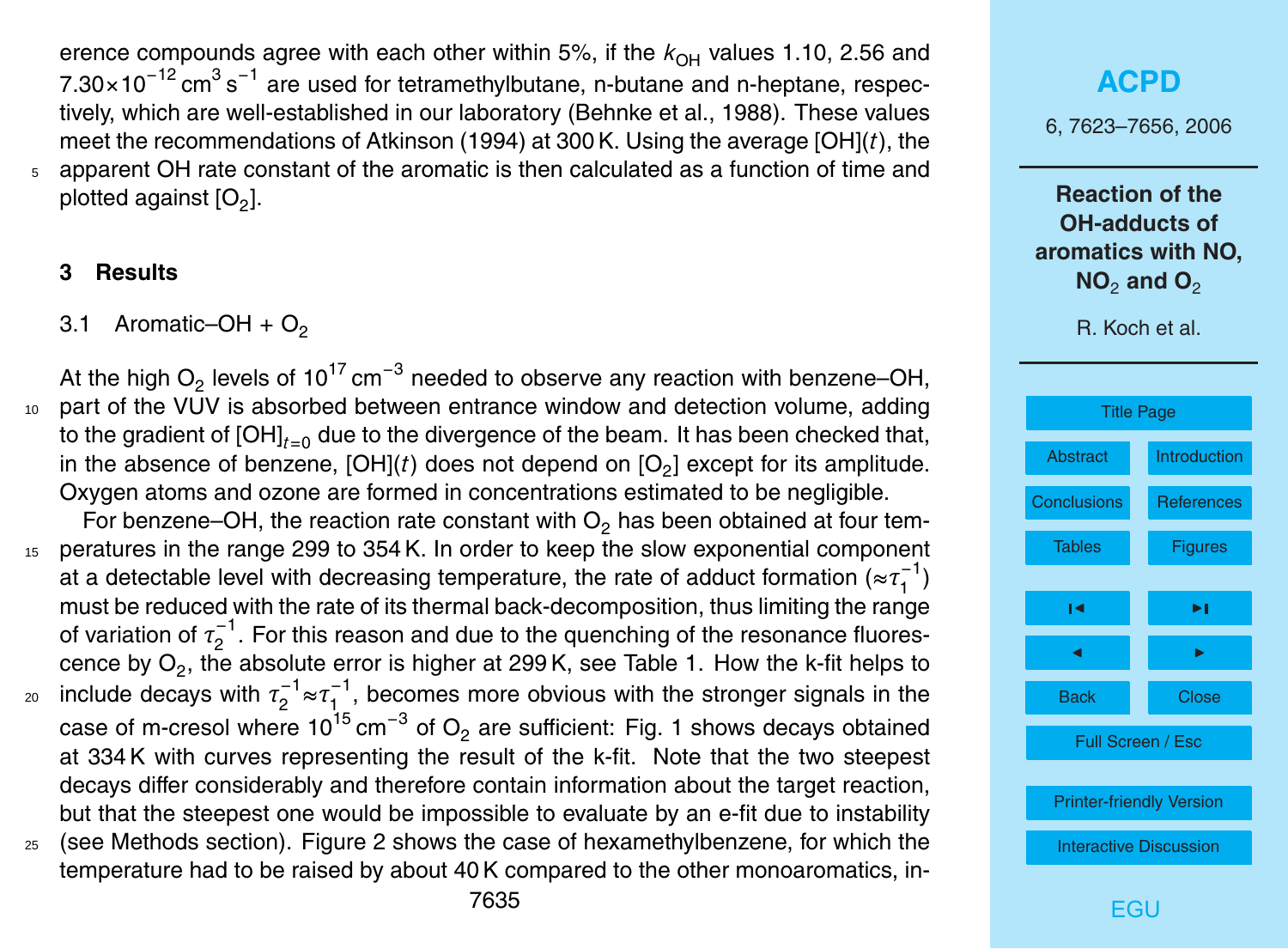erence compounds agree with each other within 5%, if the $k_{OH}$ values 1.10, 2.56 and $7.30\times10^{-12}\,cm^3\,s^{-1}$ are used for tetramethylbutane, n-butane and n-heptane, respectively, which are well-established in our laboratory (Behnke et al., 1988). These values meet the recommendations of Atkinson (1994) at 300 K. Using the average $[OH](t)$, the apparent OH rate constant of the aromatic is then calculated as a function of time and plotted against $[O_2]$.

## 3 Results

### 3.1 Aromatic–OH + $O_2$

At the high $O_2$ levels of $10^{17}\,cm^{-3}$ needed to observe any reaction with benzene–OH, part of the VUV is absorbed between entrance window and detection volume, adding to the gradient of $[OH]_{t=0}$ due to the divergence of the beam. It has been checked that, in the absence of benzene, $[OH](t)$ does not depend on $[O_2]$ except for its amplitude. Oxygen atoms and ozone are formed in concentrations estimated to be negligible.

For benzene–OH, the reaction rate constant with $O_2$ has been obtained at four temperatures in the range 299 to 354 K. In order to keep the slow exponential component at a detectable level with decreasing temperature, the rate of adduct formation ($\approx\tau_1^{-1}$) must be reduced with the rate of its thermal back-decomposition, thus limiting the range of variation of $\tau_2^{-1}$. For this reason and due to the quenching of the resonance fluorescence by $O_2$, the absolute error is higher at 299 K, see Table 1. How the k-fit helps to include decays with $\tau_2^{-1}\approx\tau_1^{-1}$, becomes more obvious with the stronger signals in the case of m-cresol where $10^{15}\,cm^{-3}$ of $O_2$ are sufficient: Fig. 1 shows decays obtained at 334 K with curves representing the result of the k-fit. Note that the two steepest decays differ considerably and therefore contain information about the target reaction, but that the steepest one would be impossible to evaluate by an e-fit due to instability (see Methods section). Figure 2 shows the case of hexamethylbenzene, for which the temperature had to be raised by about 40 K compared to the other monoaromatics, in-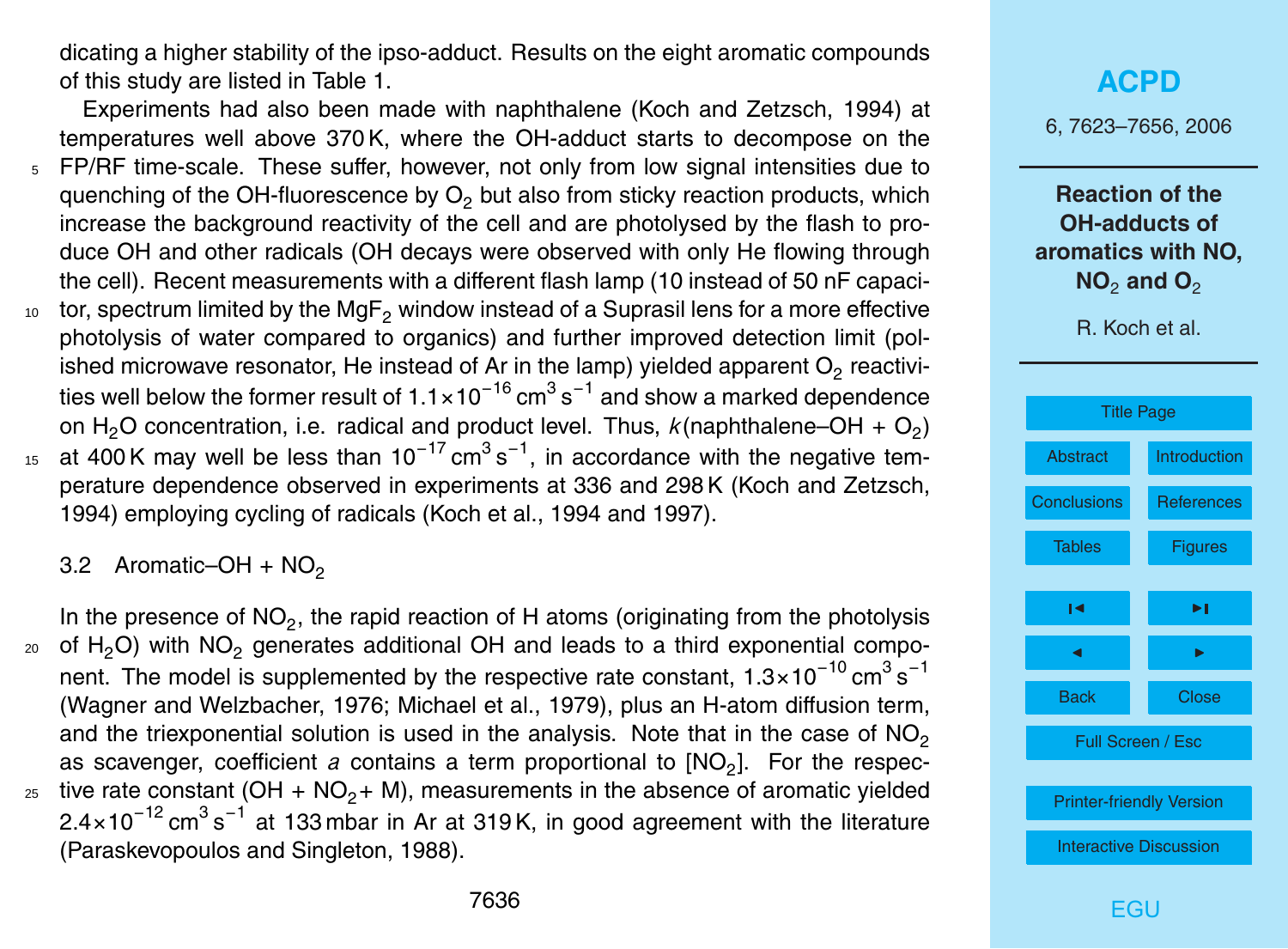dicating a higher stability of the ipso-adduct. Results on the eight aromatic compounds of this study are listed in Table 1.

Experiments had also been made with naphthalene (Koch and Zetzsch, 1994) at temperatures well above 370 K, where the OH-adduct starts to decompose on the FP/RF time-scale. These suffer, however, not only from low signal intensities due to quenching of the OH-fluorescence by $O_2$ but also from sticky reaction products, which increase the background reactivity of the cell and are photolysed by the flash to produce OH and other radicals (OH decays were observed with only He flowing through the cell). Recent measurements with a different flash lamp (10 instead of 50 nF capacitor, spectrum limited by the $MgF_2$ window instead of a Suprasil lens for a more effective photolysis of water compared to organics) and further improved detection limit (polished microwave resonator, He instead of Ar in the lamp) yielded apparent $O_2$ reactivities well below the former result of $1.1\times10^{-16}$ cm$^3$ s$^{-1}$ and show a marked dependence on $H_2O$ concentration, i.e. radical and product level. Thus, $k$(naphthalene–OH + $O_2$) at 400 K may well be less than $10^{-17}$ cm$^3$ s$^{-1}$, in accordance with the negative temperature dependence observed in experiments at 336 and 298 K (Koch and Zetzsch, 1994) employing cycling of radicals (Koch et al., 1994 and 1997).

### 3.2 Aromatic–OH + $NO_2$

In the presence of $NO_2$, the rapid reaction of H atoms (originating from the photolysis of $H_2O$) with $NO_2$ generates additional OH and leads to a third exponential component. The model is supplemented by the respective rate constant, $1.3\times10^{-10}$ cm$^3$ s$^{-1}$ (Wagner and Welzbacher, 1976; Michael et al., 1979), plus an H-atom diffusion term, and the triexponential solution is used in the analysis. Note that in the case of $NO_2$ as scavenger, coefficient $a$ contains a term proportional to [$NO_2$]. For the respective rate constant (OH + $NO_2$+ M), measurements in the absence of aromatic yielded $2.4\times10^{-12}$ cm$^3$ s$^{-1}$ at 133 mbar in Ar at 319 K, in good agreement with the literature (Paraskevopoulos and Singleton, 1988).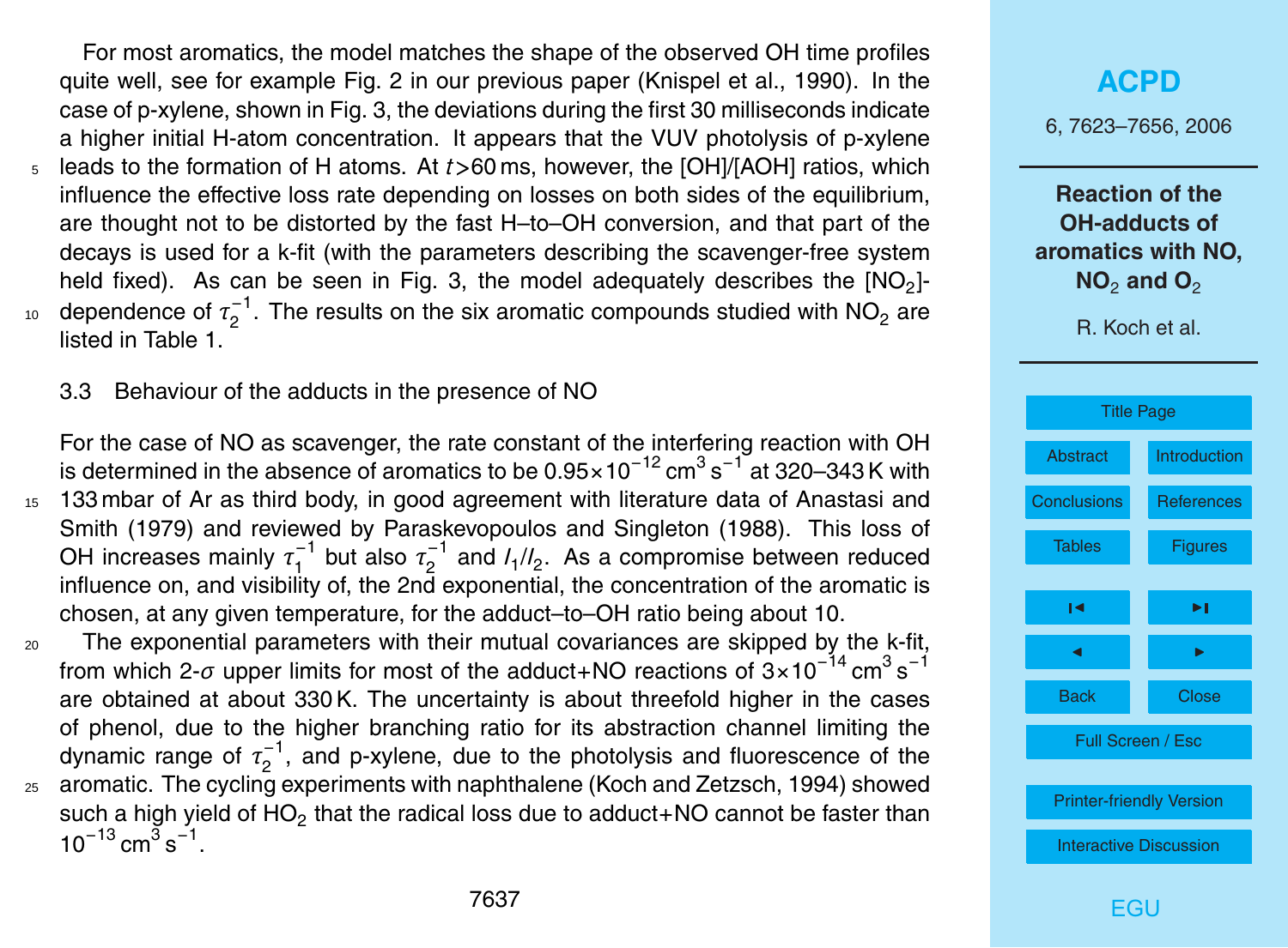For most aromatics, the model matches the shape of the observed OH time profiles quite well, see for example Fig. 2 in our previous paper (Knispel et al., 1990). In the case of p-xylene, shown in Fig. 3, the deviations during the first 30 milliseconds indicate a higher initial H-atom concentration. It appears that the VUV photolysis of p-xylene leads to the formation of H atoms. At $t$>60 ms, however, the [OH]/[AOH] ratios, which influence the effective loss rate depending on losses on both sides of the equilibrium, are thought not to be distorted by the fast H–to–OH conversion, and that part of the decays is used for a k-fit (with the parameters describing the scavenger-free system held fixed). As can be seen in Fig. 3, the model adequately describes the [$NO_2$]-dependence of $\tau_2^{-1}$. The results on the six aromatic compounds studied with $NO_2$ are listed in Table 1.

### 3.3 Behaviour of the adducts in the presence of NO

For the case of NO as scavenger, the rate constant of the interfering reaction with OH is determined in the absence of aromatics to be $0.95\times10^{-12}\,cm^3\,s^{-1}$ at 320–343 K with 133 mbar of Ar as third body, in good agreement with literature data of Anastasi and Smith (1979) and reviewed by Paraskevopoulos and Singleton (1988). This loss of OH increases mainly $\tau_1^{-1}$ but also $\tau_2^{-1}$ and $I_1/I_2$. As a compromise between reduced influence on, and visibility of, the 2nd exponential, the concentration of the aromatic is chosen, at any given temperature, for the adduct–to–OH ratio being about 10.

The exponential parameters with their mutual covariances are skipped by the k-fit, from which 2-$\sigma$ upper limits for most of the adduct+NO reactions of $3\times10^{-14}\,cm^3\,s^{-1}$ are obtained at about 330 K. The uncertainty is about threefold higher in the cases of phenol, due to the higher branching ratio for its abstraction channel limiting the dynamic range of $\tau_2^{-1}$, and p-xylene, due to the photolysis and fluorescence of the aromatic. The cycling experiments with naphthalene (Koch and Zetzsch, 1994) showed such a high yield of $HO_2$ that the radical loss due to adduct+NO cannot be faster than $10^{-13}\,cm^3\,s^{-1}$.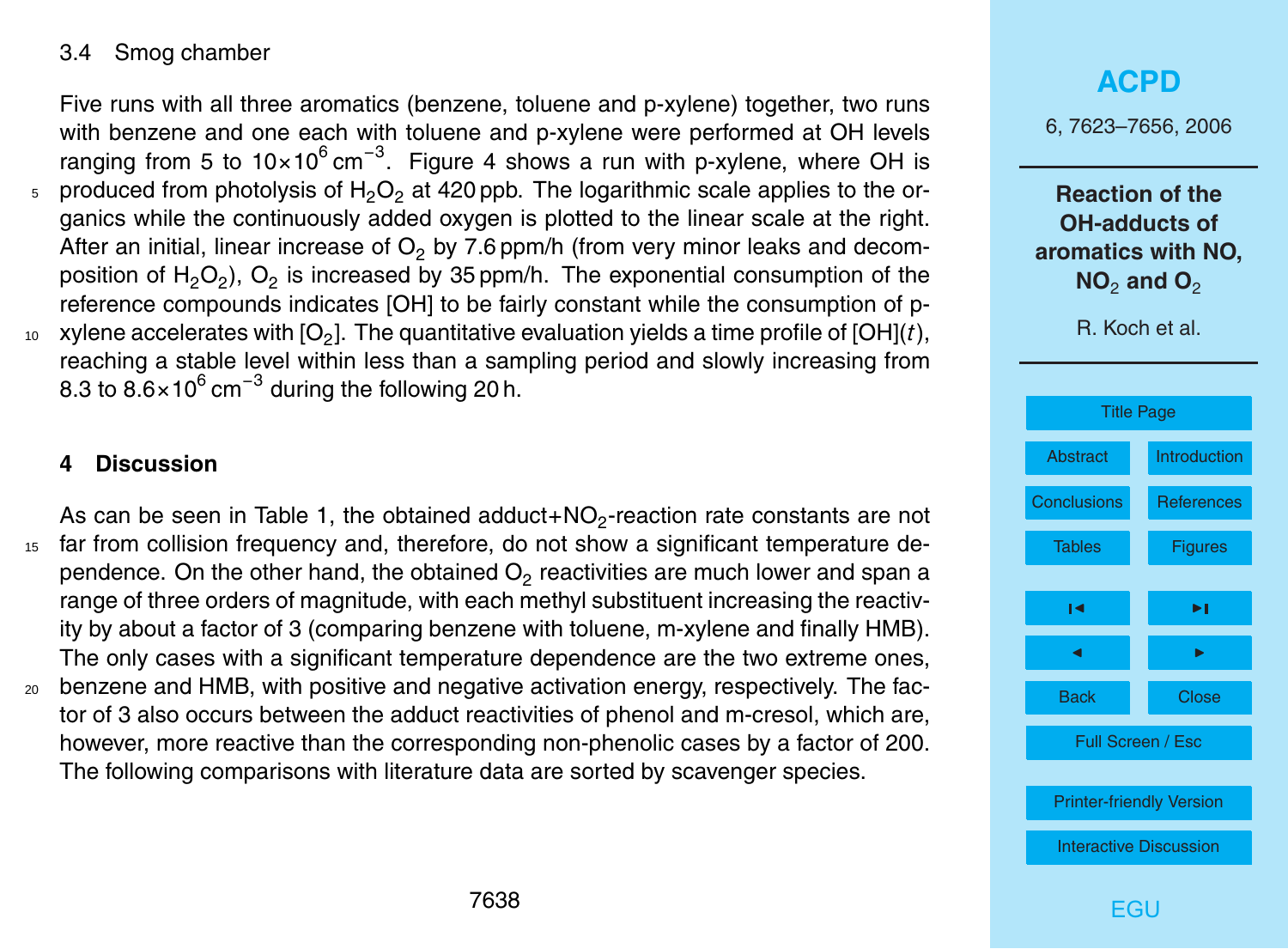### 3.4 Smog chamber

Five runs with all three aromatics (benzene, toluene and p-xylene) together, two runs with benzene and one each with toluene and p-xylene were performed at OH levels ranging from 5 to $10\times10^{6}\,\mathrm{cm^{-3}}$. Figure 4 shows a run with p-xylene, where OH is produced from photolysis of $H_2O_2$ at 420 ppb. The logarithmic scale applies to the organics while the continuously added oxygen is plotted to the linear scale at the right. After an initial, linear increase of $O_2$ by 7.6 ppm/h (from very minor leaks and decomposition of $H_2O_2$), $O_2$ is increased by 35 ppm/h. The exponential consumption of the reference compounds indicates [OH] to be fairly constant while the consumption of p-xylene accelerates with [$O_2$]. The quantitative evaluation yields a time profile of [OH]($t$), reaching a stable level within less than a sampling period and slowly increasing from 8.3 to $8.6\times10^{6}\,\mathrm{cm^{-3}}$ during the following 20 h.

## 4 Discussion

As can be seen in Table 1, the obtained adduct+$NO_2$-reaction rate constants are not far from collision frequency and, therefore, do not show a significant temperature dependence. On the other hand, the obtained $O_2$ reactivities are much lower and span a range of three orders of magnitude, with each methyl substituent increasing the reactivity by about a factor of 3 (comparing benzene with toluene, m-xylene and finally HMB). The only cases with a significant temperature dependence are the two extreme ones, benzene and HMB, with positive and negative activation energy, respectively. The factor of 3 also occurs between the adduct reactivities of phenol and m-cresol, which are, however, more reactive than the corresponding non-phenolic cases by a factor of 200. The following comparisons with literature data are sorted by scavenger species.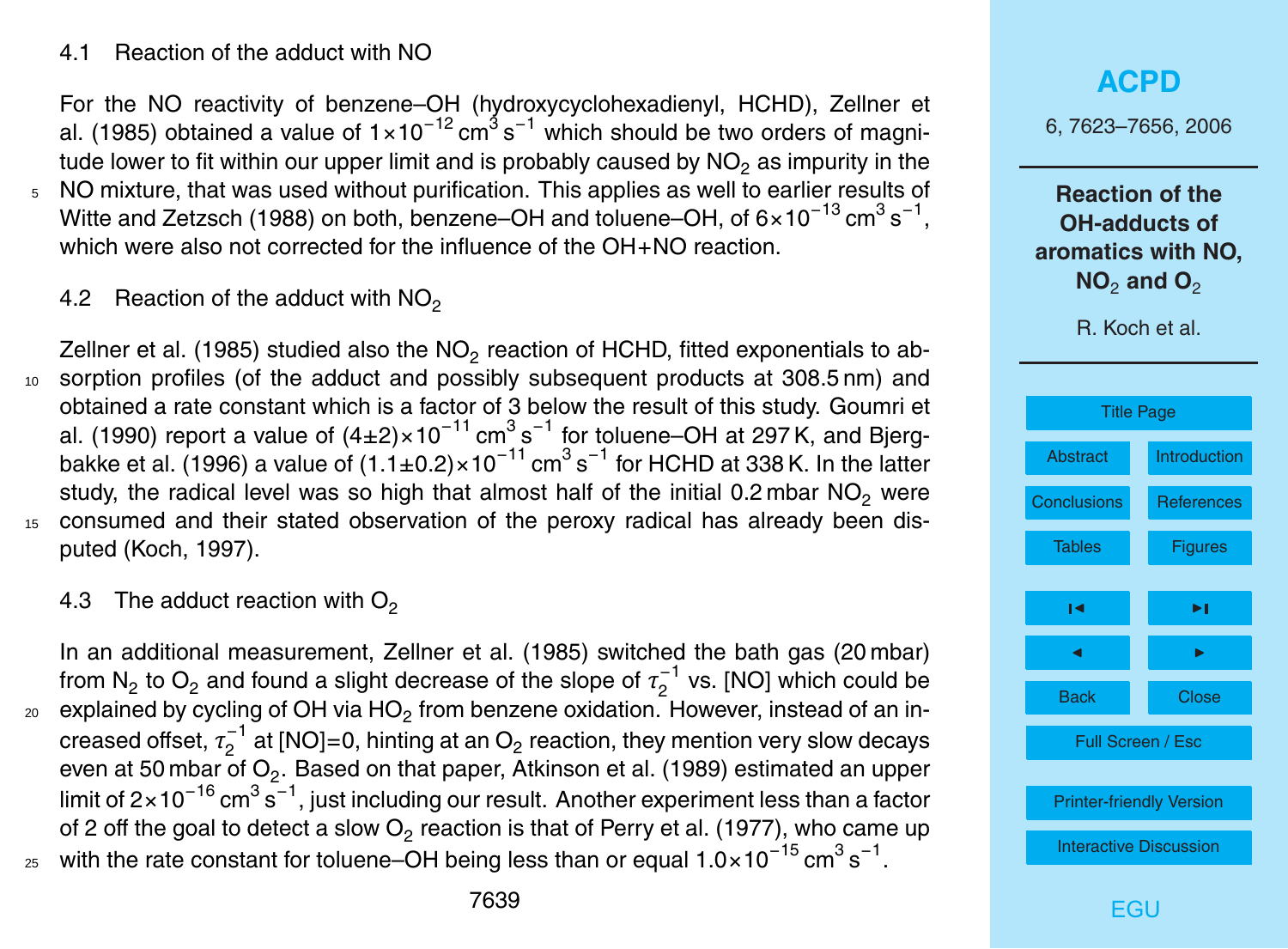### 4.1 Reaction of the adduct with NO

For the NO reactivity of benzene–OH (hydroxycyclohexadienyl, HCHD), Zellner et al. (1985) obtained a value of $1\times10^{-12}$ cm$^3$ s$^{-1}$ which should be two orders of magnitude lower to fit within our upper limit and is probably caused by $NO_2$ as impurity in the NO mixture, that was used without purification. This applies as well to earlier results of Witte and Zetzsch (1988) on both, benzene–OH and toluene–OH, of $6\times10^{-13}$ cm$^3$ s$^{-1}$, which were also not corrected for the influence of the OH+NO reaction.

### 4.2 Reaction of the adduct with $NO_2$

Zellner et al. (1985) studied also the $NO_2$ reaction of HCHD, fitted exponentials to absorption profiles (of the adduct and possibly subsequent products at 308.5 nm) and obtained a rate constant which is a factor of 3 below the result of this study. Goumri et al. (1990) report a value of $(4\pm2)\times10^{-11}$ cm$^3$ s$^{-1}$ for toluene–OH at 297 K, and Bjergbakke et al. (1996) a value of $(1.1\pm0.2)\times10^{-11}$ cm$^3$ s$^{-1}$ for HCHD at 338 K. In the latter study, the radical level was so high that almost half of the initial 0.2 mbar $NO_2$ were consumed and their stated observation of the peroxy radical has already been disputed (Koch, 1997).

### 4.3 The adduct reaction with $O_2$

In an additional measurement, Zellner et al. (1985) switched the bath gas (20 mbar) from $N_2$ to $O_2$ and found a slight decrease of the slope of $\tau_2^{-1}$ vs. [NO] which could be explained by cycling of OH via $HO_2$ from benzene oxidation. However, instead of an increased offset, $\tau_2^{-1}$ at [NO]=0, hinting at an $O_2$ reaction, they mention very slow decays even at 50 mbar of $O_2$. Based on that paper, Atkinson et al. (1989) estimated an upper limit of $2\times10^{-16}$ cm$^3$ s$^{-1}$, just including our result. Another experiment less than a factor of 2 off the goal to detect a slow $O_2$ reaction is that of Perry et al. (1977), who came up with the rate constant for toluene–OH being less than or equal $1.0\times10^{-15}$ cm$^3$ s$^{-1}$.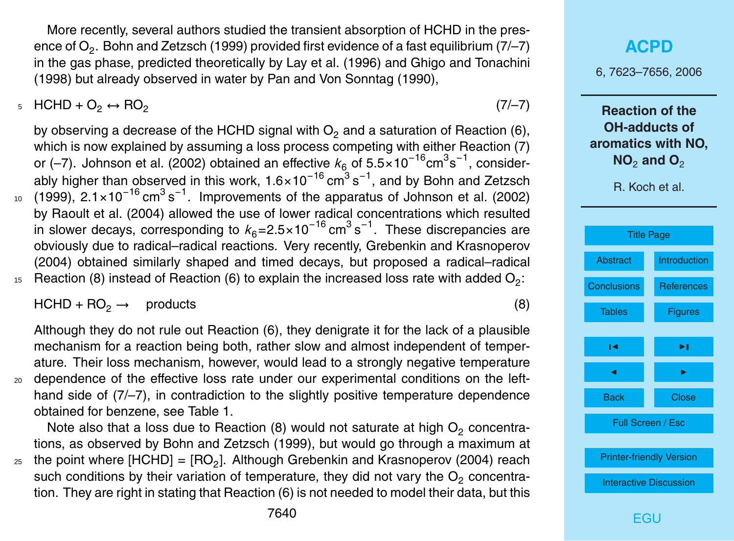More recently, several authors studied the transient absorption of HCHD in the presence of $O_2$. Bohn and Zetzsch (1999) provided first evidence of a fast equilibrium (7/–7) in the gas phase, predicted theoretically by Lay et al. (1996) and Ghigo and Tonachini (1998) but already observed in water by Pan and Von Sonntag (1990),

$$HCHD + O_2 \leftrightarrow RO_2 \tag{7/–7}$$

by observing a decrease of the HCHD signal with $O_2$ and a saturation of Reaction (6), which is now explained by assuming a loss process competing with either Reaction (7) or (–7). Johnson et al. (2002) obtained an effective $k_6$ of $5.5\times10^{-16}$ cm$^3$ s$^{-1}$, considerably higher than observed in this work, $1.6\times10^{-16}$ cm$^3$ s$^{-1}$, and by Bohn and Zetzsch (1999), $2.1\times10^{-16}$ cm$^3$ s$^{-1}$. Improvements of the apparatus of Johnson et al. (2002) by Raoult et al. (2004) allowed the use of lower radical concentrations which resulted in slower decays, corresponding to $k_6=2.5\times10^{-16}$ cm$^3$ s$^{-1}$. These discrepancies are obviously due to radical–radical reactions. Very recently, Grebenkin and Krasnoperov (2004) obtained similarly shaped and timed decays, but proposed a radical–radical Reaction (8) instead of Reaction (6) to explain the increased loss rate with added $O_2$:

$$HCHD + RO_2 \rightarrow \text{products} \tag{8}$$

Although they do not rule out Reaction (6), they denigrate it for the lack of a plausible mechanism for a reaction being both, rather slow and almost independent of temperature. Their loss mechanism, however, would lead to a strongly negative temperature dependence of the effective loss rate under our experimental conditions on the left-hand side of (7/–7), in contradiction to the slightly positive temperature dependence obtained for benzene, see Table 1.

Note also that a loss due to Reaction (8) would not saturate at high $O_2$ concentrations, as observed by Bohn and Zetzsch (1999), but would go through a maximum at the point where [HCHD] = [$RO_2$]. Although Grebenkin and Krasnoperov (2004) reach such conditions by their variation of temperature, they did not vary the $O_2$ concentration. They are right in stating that Reaction (6) is not needed to model their data, but this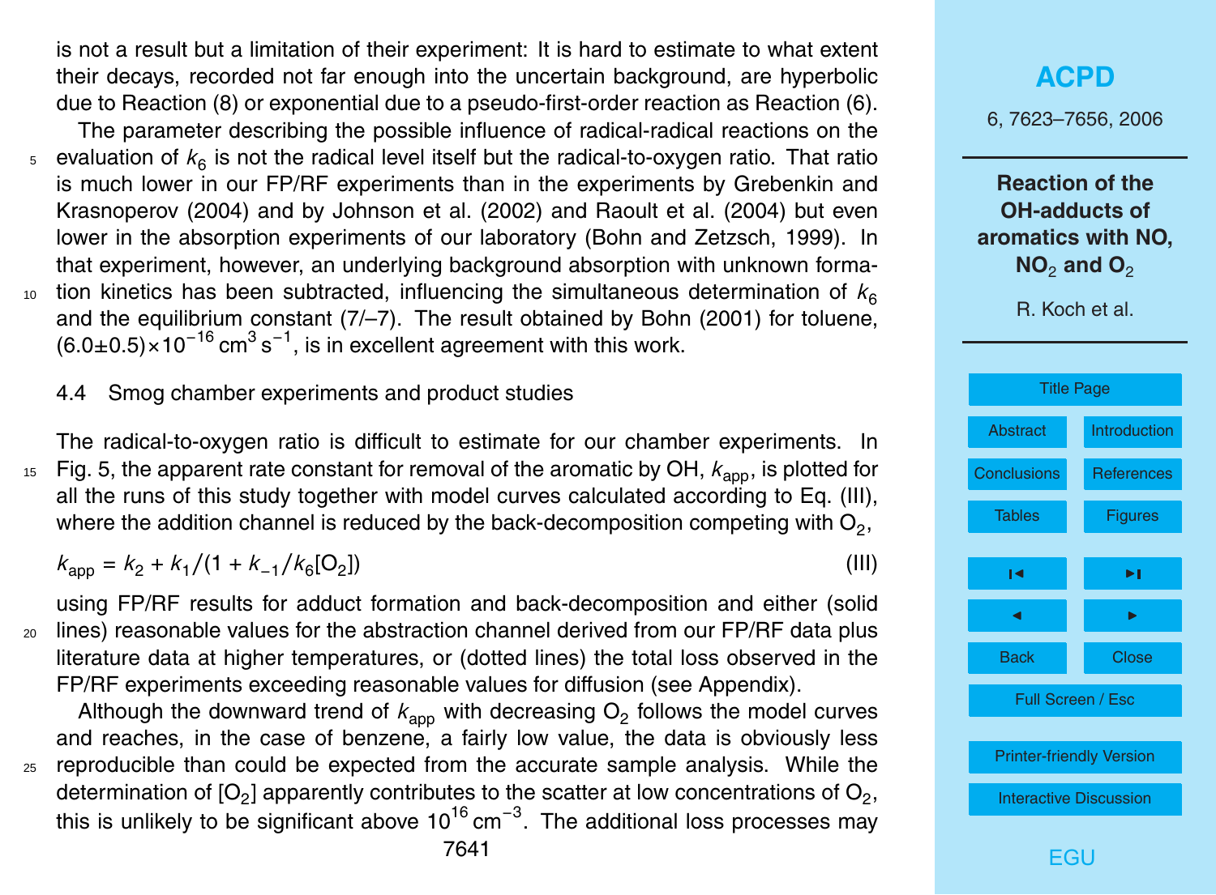is not a result but a limitation of their experiment: It is hard to estimate to what extent their decays, recorded not far enough into the uncertain background, are hyperbolic due to Reaction (8) or exponential due to a pseudo-first-order reaction as Reaction (6).

The parameter describing the possible influence of radical-radical reactions on the evaluation of $k_6$ is not the radical level itself but the radical-to-oxygen ratio. That ratio is much lower in our FP/RF experiments than in the experiments by Grebenkin and Krasnoperov (2004) and by Johnson et al. (2002) and Raoult et al. (2004) but even lower in the absorption experiments of our laboratory (Bohn and Zetzsch, 1999). In that experiment, however, an underlying background absorption with unknown formation kinetics has been subtracted, influencing the simultaneous determination of $k_6$ and the equilibrium constant (7/–7). The result obtained by Bohn (2001) for toluene, $(6.0\pm0.5)\times10^{-16}\,\mathrm{cm^3\,s^{-1}}$, is in excellent agreement with this work.

### 4.4 Smog chamber experiments and product studies

The radical-to-oxygen ratio is difficult to estimate for our chamber experiments. In Fig. 5, the apparent rate constant for removal of the aromatic by OH, $k_{app}$, is plotted for all the runs of this study together with model curves calculated according to Eq. (III), where the addition channel is reduced by the back-decomposition competing with $O_2$,

$$k_{app} = k_2 + k_1/(1 + k_{-1}/k_6[O_2]) \tag{III}$$

using FP/RF results for adduct formation and back-decomposition and either (solid lines) reasonable values for the abstraction channel derived from our FP/RF data plus literature data at higher temperatures, or (dotted lines) the total loss observed in the FP/RF experiments exceeding reasonable values for diffusion (see Appendix).

Although the downward trend of $k_{app}$ with decreasing $O_2$ follows the model curves and reaches, in the case of benzene, a fairly low value, the data is obviously less reproducible than could be expected from the accurate sample analysis. While the determination of $[O_2]$ apparently contributes to the scatter at low concentrations of $O_2$, this is unlikely to be significant above $10^{16}\,\mathrm{cm^{-3}}$. The additional loss processes may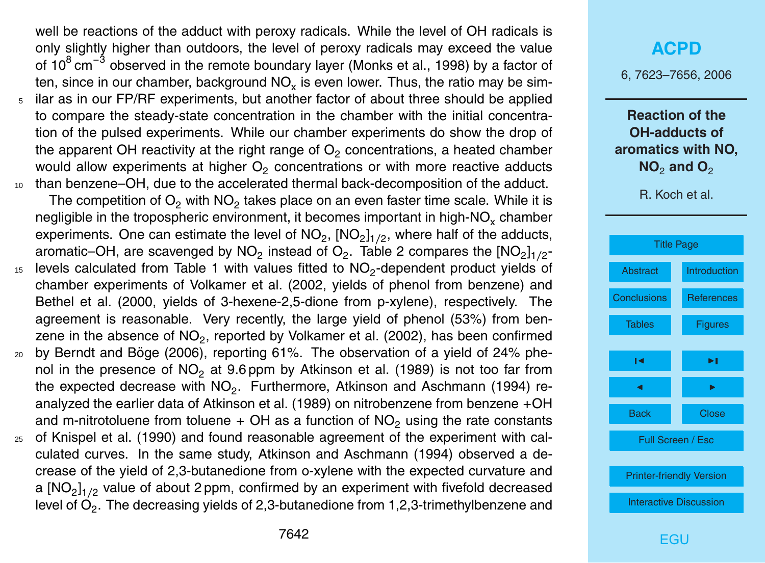well be reactions of the adduct with peroxy radicals. While the level of OH radicals is only slightly higher than outdoors, the level of peroxy radicals may exceed the value of $10^8\,cm^{-3}$ observed in the remote boundary layer (Monks et al., 1998) by a factor of ten, since in our chamber, background $NO_x$ is even lower. Thus, the ratio may be similar as in our FP/RF experiments, but another factor of about three should be applied to compare the steady-state concentration in the chamber with the initial concentration of the pulsed experiments. While our chamber experiments do show the drop of the apparent OH reactivity at the right range of $O_2$ concentrations, a heated chamber would allow experiments at higher $O_2$ concentrations or with more reactive adducts than benzene–OH, due to the accelerated thermal back-decomposition of the adduct.

The competition of $O_2$ with $NO_2$ takes place on an even faster time scale. While it is negligible in the tropospheric environment, it becomes important in high-$NO_x$ chamber experiments. One can estimate the level of $NO_2$, $[NO_2]_{1/2}$, where half of the adducts, aromatic–OH, are scavenged by $NO_2$ instead of $O_2$. Table 2 compares the $[NO_2]_{1/2}$-levels calculated from Table 1 with values fitted to $NO_2$-dependent product yields of chamber experiments of Volkamer et al. (2002, yields of phenol from benzene) and Bethel et al. (2000, yields of 3-hexene-2,5-dione from p-xylene), respectively. The agreement is reasonable. Very recently, the large yield of phenol (53%) from benzene in the absence of $NO_2$, reported by Volkamer et al. (2002), has been confirmed by Berndt and Böge (2006), reporting 61%. The observation of a yield of 24% phenol in the presence of $NO_2$ at 9.6 ppm by Atkinson et al. (1989) is not too far from the expected decrease with $NO_2$. Furthermore, Atkinson and Aschmann (1994) reanalyzed the earlier data of Atkinson et al. (1989) on nitrobenzene from benzene +OH and m-nitrotoluene from toluene + OH as a function of $NO_2$ using the rate constants of Knispel et al. (1990) and found reasonable agreement of the experiment with calculated curves. In the same study, Atkinson and Aschmann (1994) observed a decrease of the yield of 2,3-butanedione from o-xylene with the expected curvature and a $[NO_2]_{1/2}$ value of about 2 ppm, confirmed by an experiment with fivefold decreased level of $O_2$. The decreasing yields of 2,3-butanedione from 1,2,3-trimethylbenzene and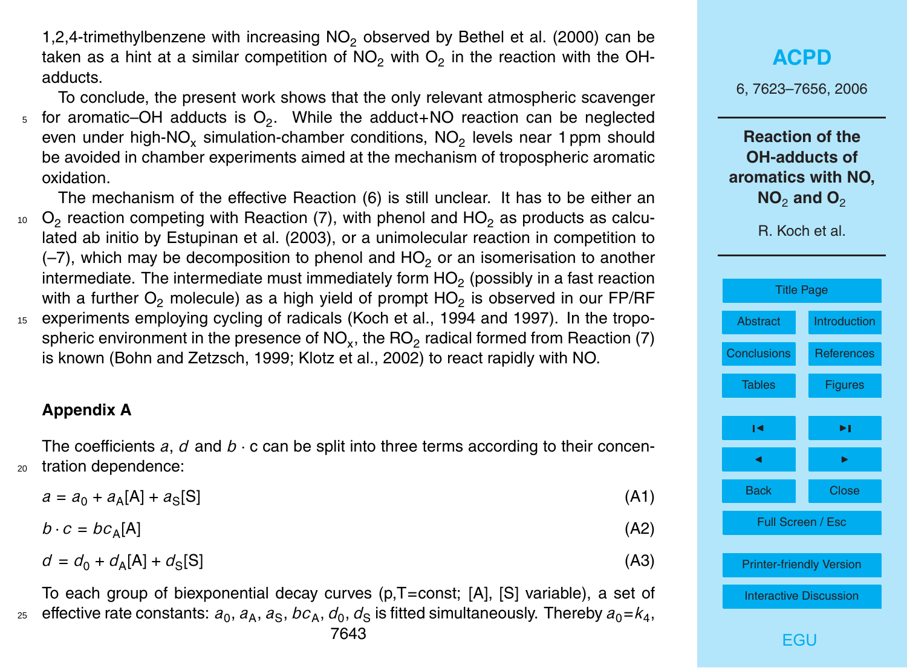1,2,4-trimethylbenzene with increasing $NO_2$ observed by Bethel et al. (2000) can be taken as a hint at a similar competition of $NO_2$ with $O_2$ in the reaction with the OH-adducts.

To conclude, the present work shows that the only relevant atmospheric scavenger for aromatic–OH adducts is $O_2$. While the adduct+NO reaction can be neglected even under high-$NO_x$ simulation-chamber conditions, $NO_2$ levels near 1 ppm should be avoided in chamber experiments aimed at the mechanism of tropospheric aromatic oxidation.

The mechanism of the effective Reaction (6) is still unclear. It has to be either an $O_2$ reaction competing with Reaction (7), with phenol and $HO_2$ as products as calculated ab initio by Estupinan et al. (2003), or a unimolecular reaction in competition to (–7), which may be decomposition to phenol and $HO_2$ or an isomerisation to another intermediate. The intermediate must immediately form $HO_2$ (possibly in a fast reaction with a further $O_2$ molecule) as a high yield of prompt $HO_2$ is observed in our FP/RF experiments employing cycling of radicals (Koch et al., 1994 and 1997). In the tropospheric environment in the presence of $NO_x$, the $RO_2$ radical formed from Reaction (7) is known (Bohn and Zetzsch, 1999; Klotz et al., 2002) to react rapidly with NO.

## Appendix A

The coefficients $a$, $d$ and $b \cdot c$ can be split into three terms according to their concentration dependence:

$$a = a_0 + a_A[A] + a_S[S] \tag{A1}$$

$$b \cdot c = bc_A[A] \tag{A2}$$

$$d = d_0 + d_A[A] + d_S[S] \tag{A3}$$

To each group of biexponential decay curves (p,T=const; [A], [S] variable), a set of effective rate constants: $a_0$, $a_A$, $a_S$, $bc_A$, $d_0$, $d_S$ is fitted simultaneously. Thereby $a_0$=$k_4$,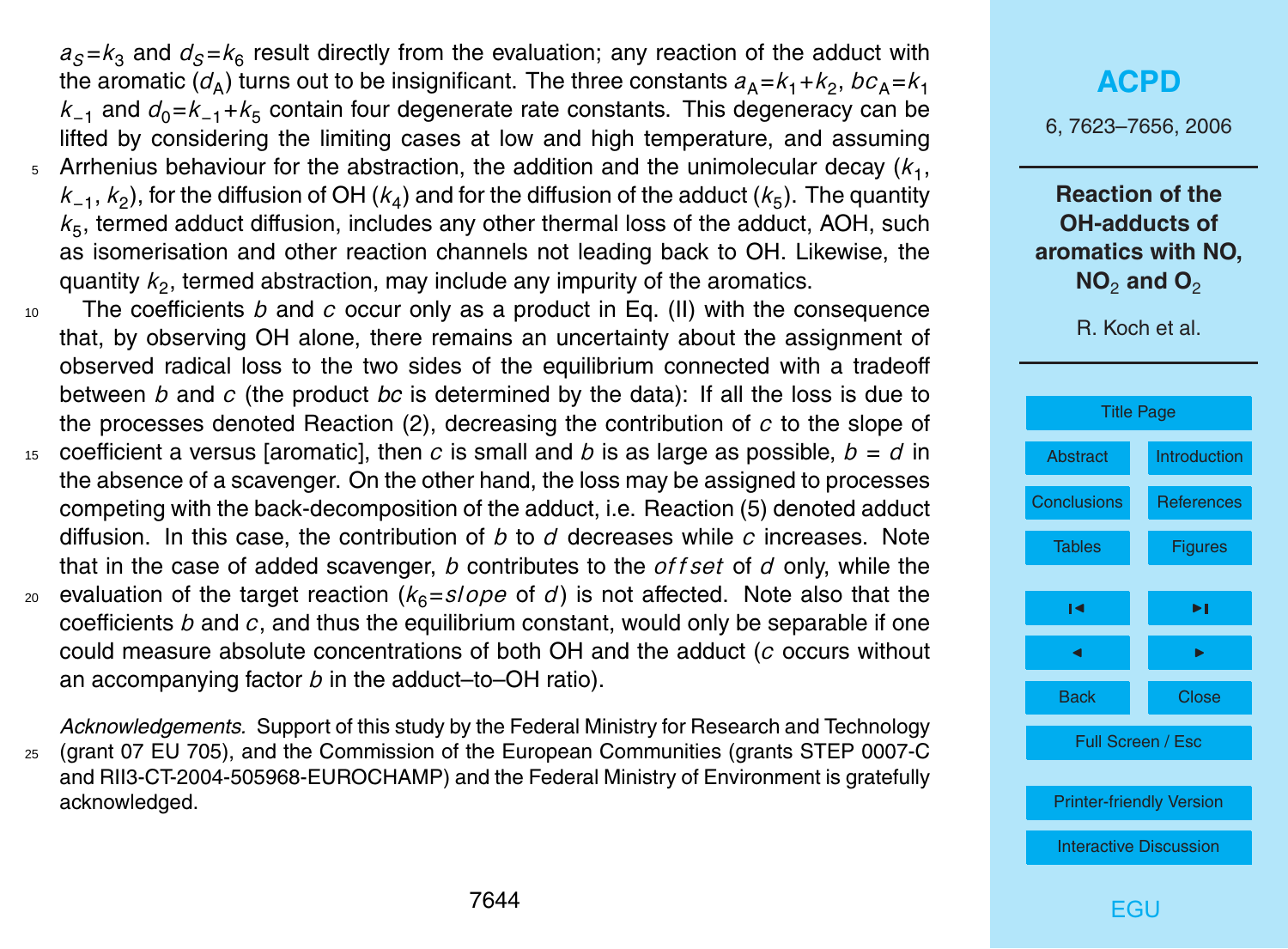$a_S=k_3$ and $d_S=k_6$ result directly from the evaluation; any reaction of the adduct with the aromatic ($d_A$) turns out to be insignificant. The three constants $a_A=k_1+k_2$, $bc_A=k_1 k_{-1}$ and $d_0=k_{-1}+k_5$ contain four degenerate rate constants. This degeneracy can be lifted by considering the limiting cases at low and high temperature, and assuming Arrhenius behaviour for the abstraction, the addition and the unimolecular decay ($k_1$, $k_{-1}$, $k_2$), for the diffusion of OH ($k_4$) and for the diffusion of the adduct ($k_5$). The quantity $k_5$, termed adduct diffusion, includes any other thermal loss of the adduct, AOH, such as isomerisation and other reaction channels not leading back to OH. Likewise, the quantity $k_2$, termed abstraction, may include any impurity of the aromatics.

The coefficients $b$ and $c$ occur only as a product in Eq. (II) with the consequence that, by observing OH alone, there remains an uncertainty about the assignment of observed radical loss to the two sides of the equilibrium connected with a tradeoff between $b$ and $c$ (the product $bc$ is determined by the data): If all the loss is due to the processes denoted Reaction (2), decreasing the contribution of $c$ to the slope of coefficient a versus [aromatic], then $c$ is small and $b$ is as large as possible, $b = d$ in the absence of a scavenger. On the other hand, the loss may be assigned to processes competing with the back-decomposition of the adduct, i.e. Reaction (5) denoted adduct diffusion. In this case, the contribution of $b$ to $d$ decreases while $c$ increases. Note that in the case of added scavenger, $b$ contributes to the *offset* of $d$ only, while the evaluation of the target reaction ($k_6$=*slope* of $d$) is not affected. Note also that the coefficients $b$ and $c$, and thus the equilibrium constant, would only be separable if one could measure absolute concentrations of both OH and the adduct ($c$ occurs without an accompanying factor $b$ in the adduct–to–OH ratio).

*Acknowledgements.* Support of this study by the Federal Ministry for Research and Technology (grant 07 EU 705), and the Commission of the European Communities (grants STEP 0007-C and RII3-CT-2004-505968-EUROCHAMP) and the Federal Ministry of Environment is gratefully acknowledged.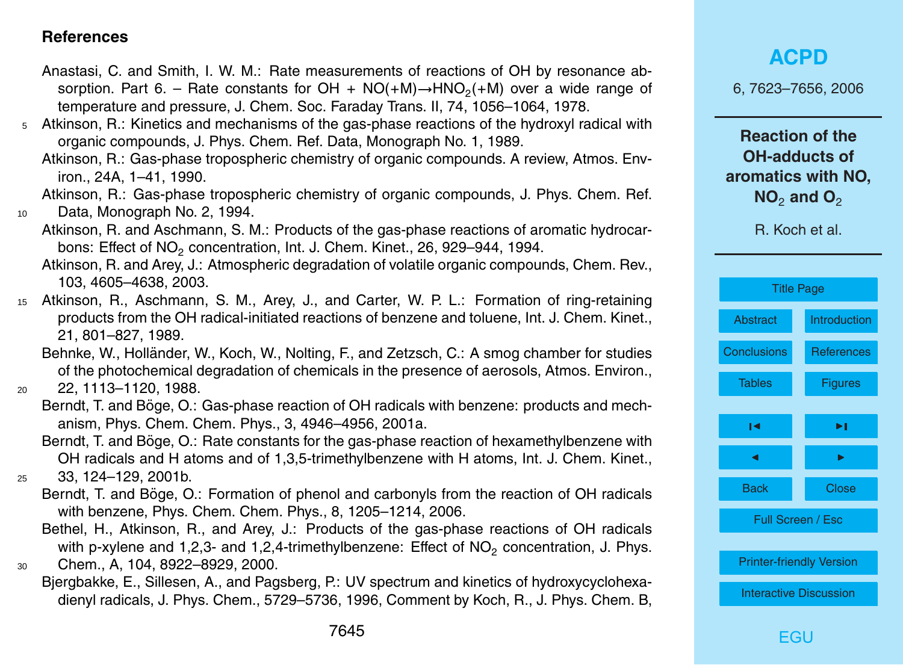## References

Anastasi, C. and Smith, I. W. M.: Rate measurements of reactions of OH by resonance absorption. Part 6. – Rate constants for OH + NO(+M)→$HNO_2$(+M) over a wide range of temperature and pressure, J. Chem. Soc. Faraday Trans. II, 74, 1056–1064, 1978.

Atkinson, R.: Kinetics and mechanisms of the gas-phase reactions of the hydroxyl radical with organic compounds, J. Phys. Chem. Ref. Data, Monograph No. 1, 1989.

Atkinson, R.: Gas-phase tropospheric chemistry of organic compounds. A review, Atmos. Environ., 24A, 1–41, 1990.

Atkinson, R.: Gas-phase tropospheric chemistry of organic compounds, J. Phys. Chem. Ref. Data, Monograph No. 2, 1994.

Atkinson, R. and Aschmann, S. M.: Products of the gas-phase reactions of aromatic hydrocarbons: Effect of $NO_2$ concentration, Int. J. Chem. Kinet., 26, 929–944, 1994.

Atkinson, R. and Arey, J.: Atmospheric degradation of volatile organic compounds, Chem. Rev., 103, 4605–4638, 2003.

Atkinson, R., Aschmann, S. M., Arey, J., and Carter, W. P. L.: Formation of ring-retaining products from the OH radical-initiated reactions of benzene and toluene, Int. J. Chem. Kinet., 21, 801–827, 1989.

Behnke, W., Holländer, W., Koch, W., Nolting, F., and Zetzsch, C.: A smog chamber for studies of the photochemical degradation of chemicals in the presence of aerosols, Atmos. Environ., 22, 1113–1120, 1988.

Berndt, T. and Böge, O.: Gas-phase reaction of OH radicals with benzene: products and mechanism, Phys. Chem. Chem. Phys., 3, 4946–4956, 2001a.

Berndt, T. and Böge, O.: Rate constants for the gas-phase reaction of hexamethylbenzene with OH radicals and H atoms and of 1,3,5-trimethylbenzene with H atoms, Int. J. Chem. Kinet., 33, 124–129, 2001b.

Berndt, T. and Böge, O.: Formation of phenol and carbonyls from the reaction of OH radicals with benzene, Phys. Chem. Chem. Phys., 8, 1205–1214, 2006.

Bethel, H., Atkinson, R., and Arey, J.: Products of the gas-phase reactions of OH radicals with p-xylene and 1,2,3- and 1,2,4-trimethylbenzene: Effect of $NO_2$ concentration, J. Phys. Chem., A, 104, 8922–8929, 2000.

Bjergbakke, E., Sillesen, A., and Pagsberg, P.: UV spectrum and kinetics of hydroxycyclohexadienyl radicals, J. Phys. Chem., 5729–5736, 1996, Comment by Koch, R., J. Phys. Chem. B,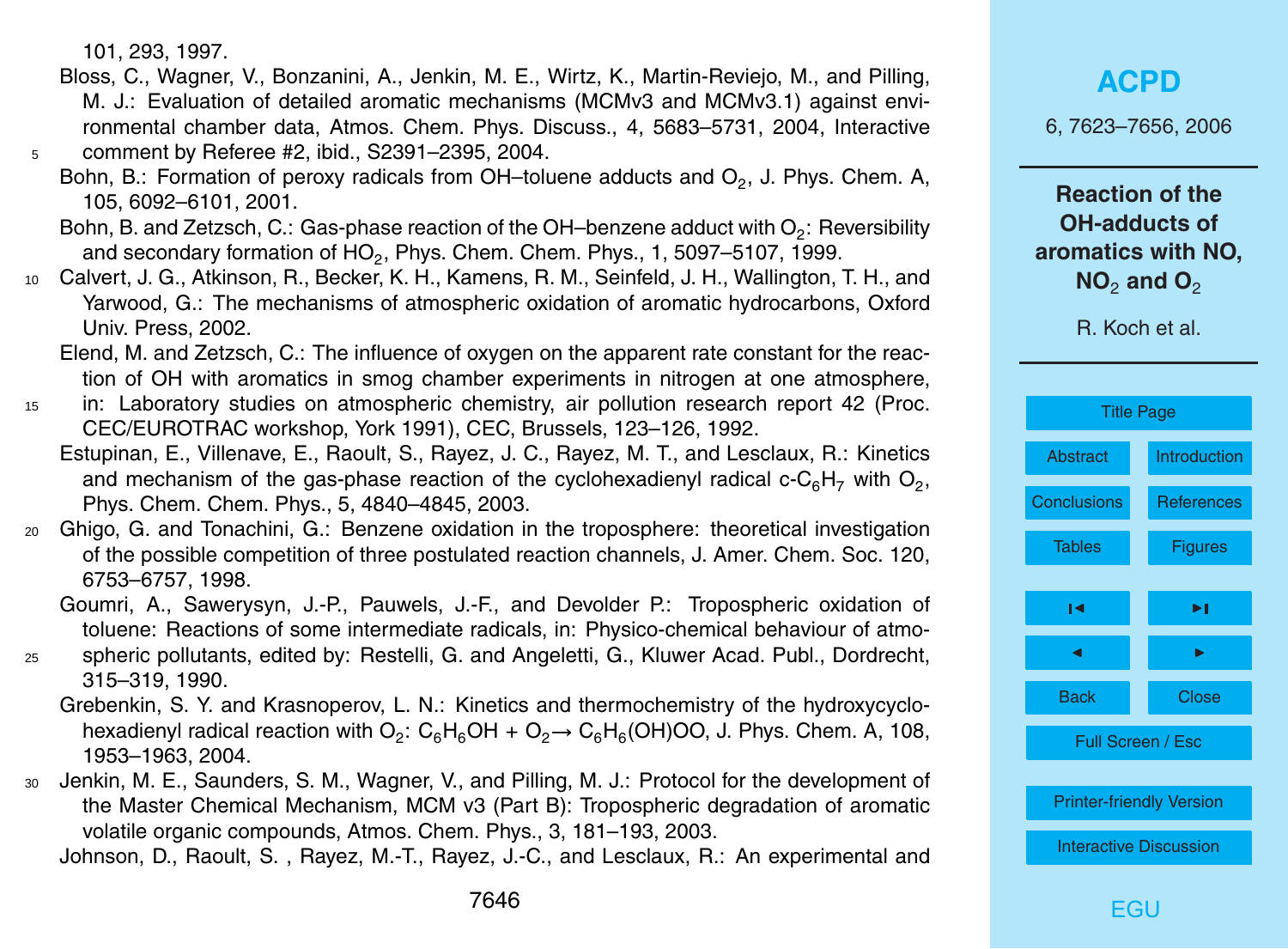101, 293, 1997.

Bloss, C., Wagner, V., Bonzanini, A., Jenkin, M. E., Wirtz, K., Martin-Reviejo, M., and Pilling, M. J.: Evaluation of detailed aromatic mechanisms (MCMv3 and MCMv3.1) against environmental chamber data, Atmos. Chem. Phys. Discuss., 4, 5683–5731, 2004, Interactive comment by Referee #2, ibid., S2391–2395, 2004.

Bohn, B.: Formation of peroxy radicals from OH–toluene adducts and $O_2$, J. Phys. Chem. A, 105, 6092–6101, 2001.

Bohn, B. and Zetzsch, C.: Gas-phase reaction of the OH–benzene adduct with $O_2$: Reversibility and secondary formation of $HO_2$, Phys. Chem. Chem. Phys., 1, 5097–5107, 1999.

Calvert, J. G., Atkinson, R., Becker, K. H., Kamens, R. M., Seinfeld, J. H., Wallington, T. H., and Yarwood, G.: The mechanisms of atmospheric oxidation of aromatic hydrocarbons, Oxford Univ. Press, 2002.

Elend, M. and Zetzsch, C.: The influence of oxygen on the apparent rate constant for the reaction of OH with aromatics in smog chamber experiments in nitrogen at one atmosphere, in: Laboratory studies on atmospheric chemistry, air pollution research report 42 (Proc. CEC/EUROTRAC workshop, York 1991), CEC, Brussels, 123–126, 1992.

Estupinan, E., Villenave, E., Raoult, S., Rayez, J. C., Rayez, M. T., and Lesclaux, R.: Kinetics and mechanism of the gas-phase reaction of the cyclohexadienyl radical c-$C_6H_7$ with $O_2$, Phys. Chem. Chem. Phys., 5, 4840–4845, 2003.

Ghigo, G. and Tonachini, G.: Benzene oxidation in the troposphere: theoretical investigation of the possible competition of three postulated reaction channels, J. Amer. Chem. Soc. 120, 6753–6757, 1998.

Goumri, A., Sawerysyn, J.-P., Pauwels, J.-F., and Devolder P.: Tropospheric oxidation of toluene: Reactions of some intermediate radicals, in: Physico-chemical behaviour of atmospheric pollutants, edited by: Restelli, G. and Angeletti, G., Kluwer Acad. Publ., Dordrecht, 315–319, 1990.

Grebenkin, S. Y. and Krasnoperov, L. N.: Kinetics and thermochemistry of the hydroxycyclohexadienyl radical reaction with $O_2$: $C_6H_6OH + O_2 \rightarrow C_6H_6(OH)OO$, J. Phys. Chem. A, 108, 1953–1963, 2004.

Jenkin, M. E., Saunders, S. M., Wagner, V., and Pilling, M. J.: Protocol for the development of the Master Chemical Mechanism, MCM v3 (Part B): Tropospheric degradation of aromatic volatile organic compounds, Atmos. Chem. Phys., 3, 181–193, 2003.

Johnson, D., Raoult, S. , Rayez, M.-T., Rayez, J.-C., and Lesclaux, R.: An experimental and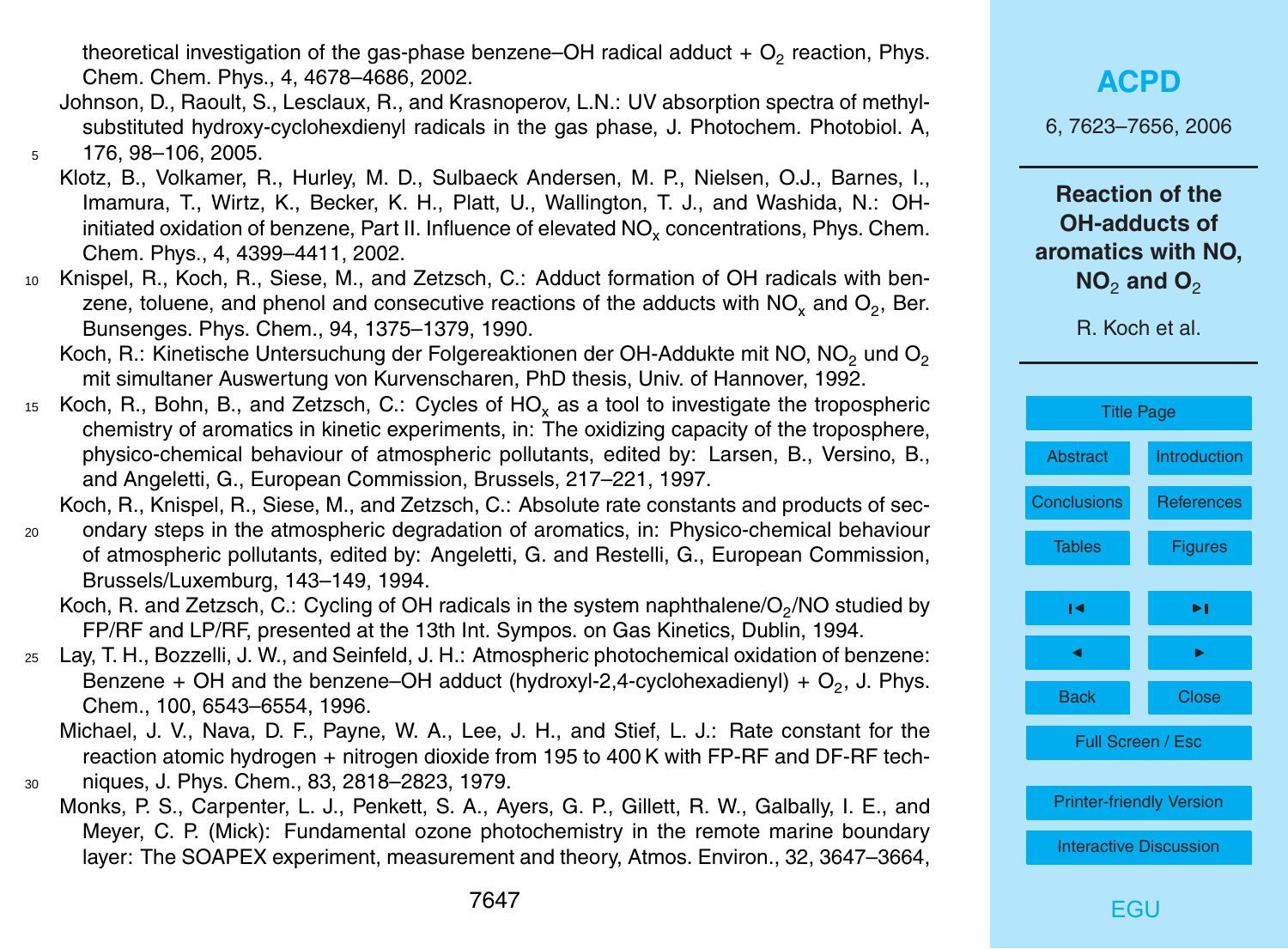theoretical investigation of the gas-phase benzene–OH radical adduct + $O_2$ reaction, Phys. Chem. Chem. Phys., 4, 4678–4686, 2002.

Johnson, D., Raoult, S., Lesclaux, R., and Krasnoperov, L.N.: UV absorption spectra of methyl-substituted hydroxy-cyclohexdienyl radicals in the gas phase, J. Photochem. Photobiol. A, 176, 98–106, 2005.

Klotz, B., Volkamer, R., Hurley, M. D., Sulbaeck Andersen, M. P., Nielsen, O.J., Barnes, I., Imamura, T., Wirtz, K., Becker, K. H., Platt, U., Wallington, T. J., and Washida, N.: OH-initiated oxidation of benzene, Part II. Influence of elevated $NO_x$ concentrations, Phys. Chem. Chem. Phys., 4, 4399–4411, 2002.

Knispel, R., Koch, R., Siese, M., and Zetzsch, C.: Adduct formation of OH radicals with benzene, toluene, and phenol and consecutive reactions of the adducts with $NO_x$ and $O_2$, Ber. Bunsenges. Phys. Chem., 94, 1375–1379, 1990.

Koch, R.: Kinetische Untersuchung der Folgereaktionen der OH-Addukte mit NO, $NO_2$ und $O_2$ mit simultaner Auswertung von Kurvenscharen, PhD thesis, Univ. of Hannover, 1992.

Koch, R., Bohn, B., and Zetzsch, C.: Cycles of $HO_x$ as a tool to investigate the tropospheric chemistry of aromatics in kinetic experiments, in: The oxidizing capacity of the troposphere, physico-chemical behaviour of atmospheric pollutants, edited by: Larsen, B., Versino, B., and Angeletti, G., European Commission, Brussels, 217–221, 1997.

Koch, R., Knispel, R., Siese, M., and Zetzsch, C.: Absolute rate constants and products of secondary steps in the atmospheric degradation of aromatics, in: Physico-chemical behaviour of atmospheric pollutants, edited by: Angeletti, G. and Restelli, G., European Commission, Brussels/Luxemburg, 143–149, 1994.

Koch, R. and Zetzsch, C.: Cycling of OH radicals in the system naphthalene/$O_2$/NO studied by FP/RF and LP/RF, presented at the 13th Int. Sympos. on Gas Kinetics, Dublin, 1994.

Lay, T. H., Bozzelli, J. W., and Seinfeld, J. H.: Atmospheric photochemical oxidation of benzene: Benzene + OH and the benzene–OH adduct (hydroxyl-2,4-cyclohexadienyl) + $O_2$, J. Phys. Chem., 100, 6543–6554, 1996.

Michael, J. V., Nava, D. F., Payne, W. A., Lee, J. H., and Stief, L. J.: Rate constant for the reaction atomic hydrogen + nitrogen dioxide from 195 to 400 K with FP-RF and DF-RF techniques, J. Phys. Chem., 83, 2818–2823, 1979.

Monks, P. S., Carpenter, L. J., Penkett, S. A., Ayers, G. P., Gillett, R. W., Galbally, I. E., and Meyer, C. P. (Mick): Fundamental ozone photochemistry in the remote marine boundary layer: The SOAPEX experiment, measurement and theory, Atmos. Environ., 32, 3647–3664,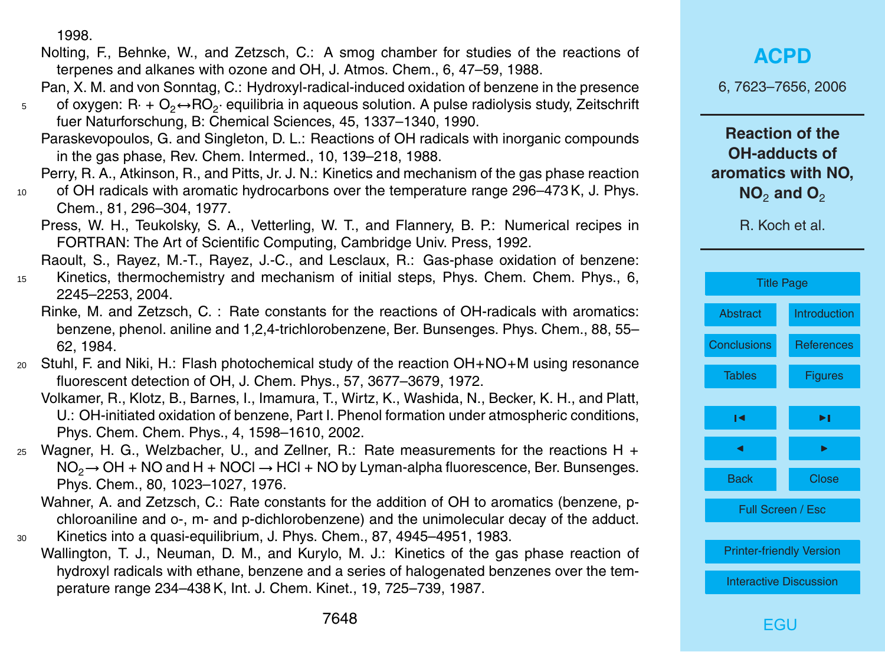1998.

Nolting, F., Behnke, W., and Zetzsch, C.: A smog chamber for studies of the reactions of terpenes and alkanes with ozone and OH, J. Atmos. Chem., 6, 47–59, 1988.

Pan, X. M. and von Sonntag, C.: Hydroxyl-radical-induced oxidation of benzene in the presence of oxygen: R· + $O_2$↔$RO_2$· equilibria in aqueous solution. A pulse radiolysis study, Zeitschrift fuer Naturforschung, B: Chemical Sciences, 45, 1337–1340, 1990.

Paraskevopoulos, G. and Singleton, D. L.: Reactions of OH radicals with inorganic compounds in the gas phase, Rev. Chem. Intermed., 10, 139–218, 1988.

Perry, R. A., Atkinson, R., and Pitts, Jr. J. N.: Kinetics and mechanism of the gas phase reaction of OH radicals with aromatic hydrocarbons over the temperature range 296–473 K, J. Phys. Chem., 81, 296–304, 1977.

Press, W. H., Teukolsky, S. A., Vetterling, W. T., and Flannery, B. P.: Numerical recipes in FORTRAN: The Art of Scientific Computing, Cambr. Univ. Press, 1992.

Raoult, S., Rayez, M.-T., Rayez, J.-C., and Lesclaux, R.: Gas-phase oxidation of benzene: Kinetics, thermochemistry and mechanism of initial steps, Phys. Chem. Chem. Phys., 6, 2245–2253, 2004.

Rinke, M. and Zetzsch, C. : Rate constants for the reactions of OH-radicals with aromatics: benzene, phenol. aniline and 1,2,4-trichlorobenzene, Ber. Bunsenges. Phys. Chem., 88, 55–62, 1984.

Stuhl, F. and Niki, H.: Flash photochemical study of the reaction OH+NO+M using resonance fluorescent detection of OH, J. Chem. Phys., 57, 3677–3679, 1972.

Volkamer, R., Klotz, B., Barnes, I., Imamura, T., Wirtz, K., Washida, N., Becker, K. H., and Platt, U.: OH-initiated oxidation of benzene, Part I. Phenol formation under atmospheric conditions, Phys. Chem. Chem. Phys., 4, 1598–1610, 2002.

Wagner, H. G., Welzbacher, U., and Zellner, R.: Rate measurements for the reactions H + $NO_2$→ OH + NO and H + NOCl → HCl + NO by Lyman-alpha fluorescence, Ber. Bunsenges. Phys. Chem., 80, 1023–1027, 1976.

Wahner, A. and Zetzsch, C.: Rate constants for the addition of OH to aromatics (benzene, p-chloroaniline and o-, m- and p-dichlorobenzene) and the unimolecular decay of the adduct. Kinetics into a quasi-equilibrium, J. Phys. Chem., 87, 4945–4951, 1983.

Wallington, T. J., Neuman, D. M., and Kurylo, M. J.: Kinetics of the gas phase reaction of hydroxyl radicals with ethane, benzene and a series of halogenated benzenes over the temperature range 234–438 K, Int. J. Chem. Kinet., 19, 725–739, 1987.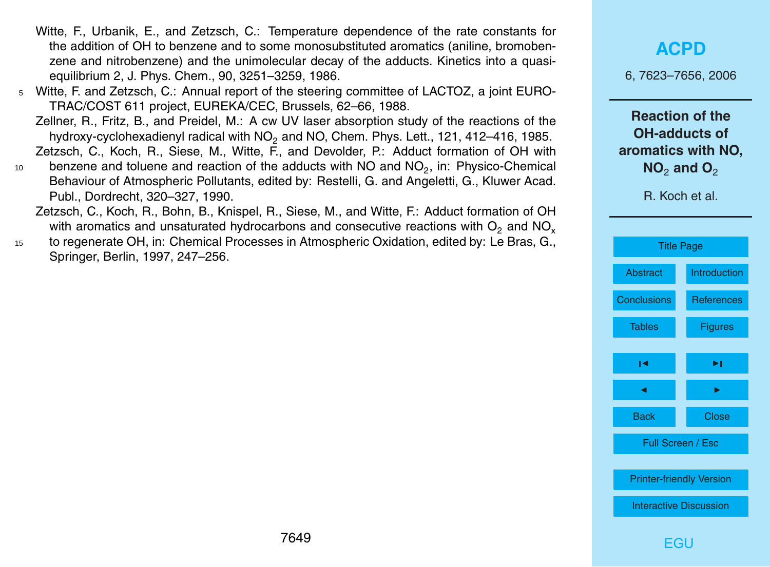Witte, F., Urbanik, E., and Zetzsch, C.: Temperature dependence of the rate constants for the addition of OH to benzene and to some monosubstituted aromatics (aniline, bromobenzene and nitrobenzene) and the unimolecular decay of the adducts. Kinetics into a quasi-equilibrium 2, J. Phys. Chem., 90, 3251–3259, 1986.

Witte, F. and Zetzsch, C.: Annual report of the steering committee of LACTOZ, a joint EUROTRAC/COST 611 project, EUREKA/CEC, Brussels, 62–66, 1988.

Zellner, R., Fritz, B., and Preidel, M.: A cw UV laser absorption study of the reactions of the hydroxy-cyclohexadienyl radical with $NO_2$ and NO, Chem. Phys. Lett., 121, 412–416, 1985.

Zetzsch, C., Koch, R., Siese, M., Witte, F., and Devolder, P.: Adduct formation of OH with benzene and toluene and reaction of the adducts with NO and $NO_2$, in: Physico-Chemical Behaviour of Atmospheric Pollutants, edited by: Restelli, G. and Angeletti, G., Kluwer Acad. Publ., Dordrecht, 320–327, 1990.

Zetzsch, C., Koch, R., Bohn, B., Knispel, R., Siese, M., and Witte, F.: Adduct formation of OH with aromatics and unsaturated hydrocarbons and consecutive reactions with $O_2$ and $NO_x$ to regenerate OH, in: Chemical Processes in Atmospheric Oxidation, edited by: Le Bras, G., Springer, Berlin, 1997, 247–256.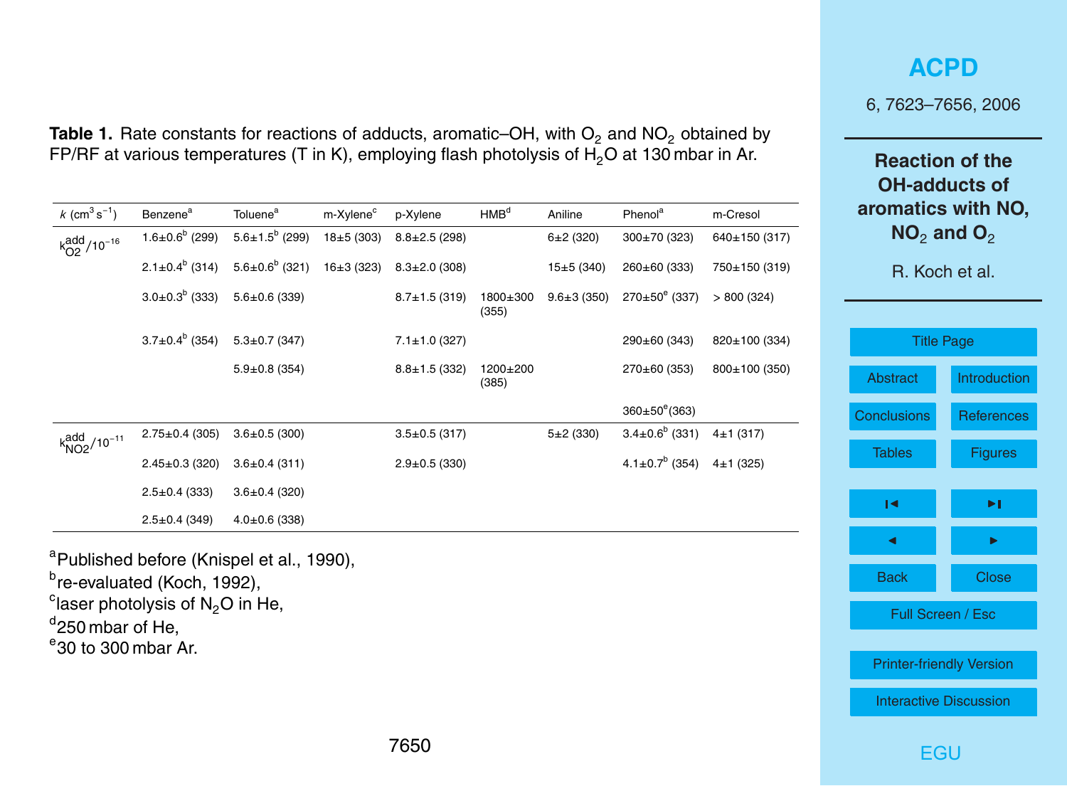**Table 1.** Rate constants for reactions of adducts, aromatic–OH, with $O_2$ and $NO_2$ obtained by FP/RF at various temperatures (T in K), employing flash photolysis of $H_2O$ at 130 mbar in Ar.

| $k$ ($cm^3\,s^{-1}$) | Benzene[a] | Toluene[a] | m-Xylene[c] | p-Xylene | HMB[d] | Aniline | Phenol[a] | m-Cresol |
|---|---|---|---|---|---|---|---|---|
| $k_{O2}^{add}/10^{-16}$ | 1.6±0.6[b] (299) | 5.6±1.5[b] (299) | 18±5 (303) | 8.8±2.5 (298) | | 6±2 (320) | 300±70 (323) | 640±150 (317) |
| | 2.1±0.4[b] (314) | 5.6±0.6[b] (321) | 16±3 (323) | 8.3±2.0 (308) | | 15±5 (340) | 260±60 (333) | 750±150 (319) |
| | 3.0±0.3[b] (333) | 5.6±0.6 (339) | | 8.7±1.5 (319) | 1800±300 (355) | 9.6±3 (350) | 270±50[e] (337) | > 800 (324) |
| | 3.7±0.4[b] (354) | 5.3±0.7 (347) | | 7.1±1.0 (327) | | | 290±60 (343) | 820±100 (334) |
| | | 5.9±0.8 (354) | | 8.8±1.5 (332) | 1200±200 (385) | | 270±60 (353) | 800±100 (350) |
| | | | | | | | 360±50[e](363) | |
| $k_{NO2}^{add}/10^{-11}$ | 2.75±0.4 (305) | 3.6±0.5 (300) | | 3.5±0.5 (317) | | 5±2 (330) | 3.4±0.6[b] (331) | 4±1 (317) |
| | 2.45±0.3 (320) | 3.6±0.4 (311) | | 2.9±0.5 (330) | | | 4.1±0.7[b] (354) | 4±1 (325) |
| | 2.5±0.4 (333) | 3.6±0.4 (320) | | | | | | |
| | 2.5±0.4 (349) | 4.0±0.6 (338) | | | | | | |

[a] Published before (Knispel et al., 1990),
[b] re-evaluated (Koch, 1992),
[c] laser photolysis of $N_2O$ in He,
[d] 250 mbar of He,
[e] 30 to 300 mbar Ar.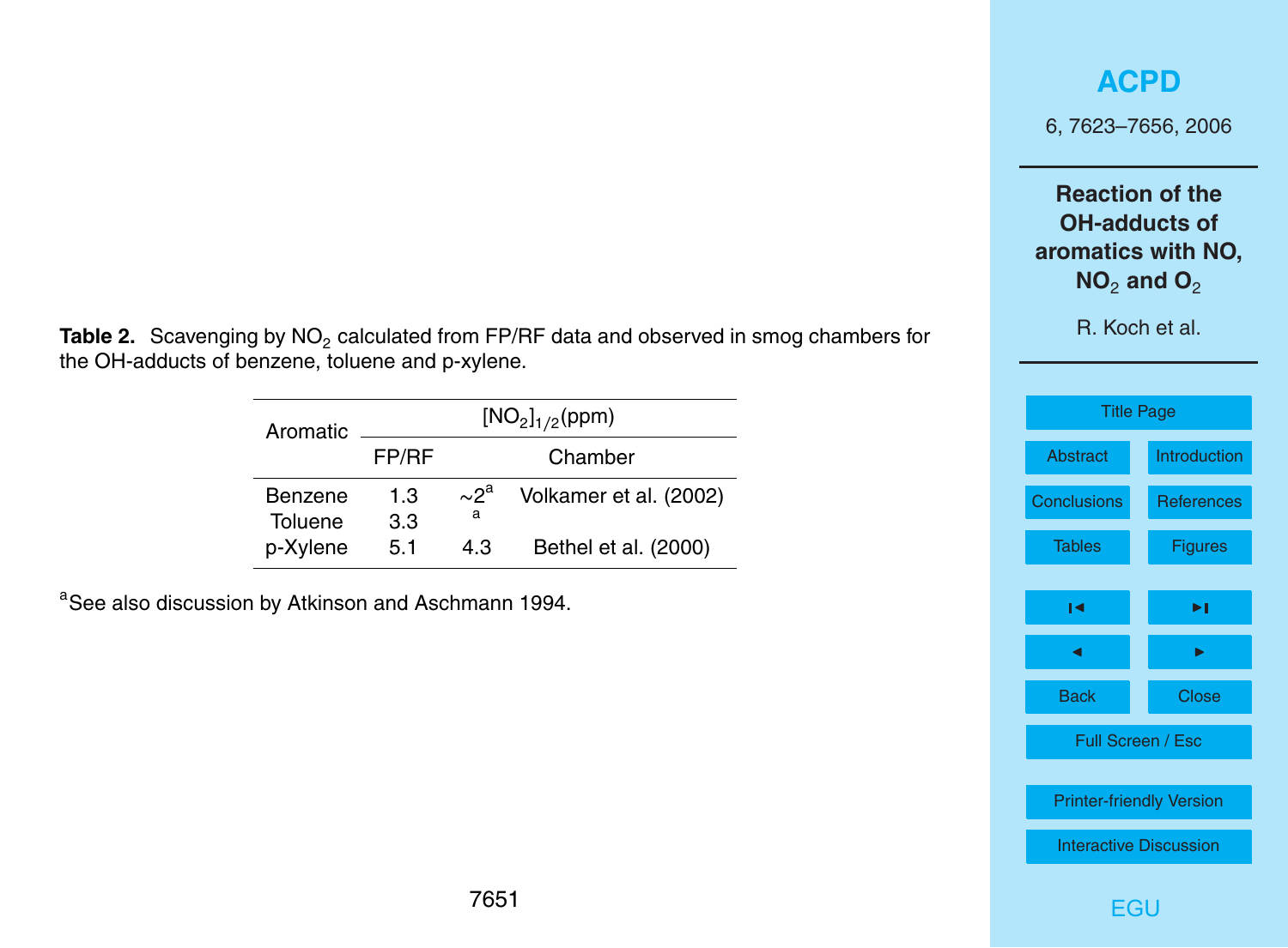**Table 2.** Scavenging by $NO_2$ calculated from FP/RF data and observed in smog chambers for the OH-adducts of benzene, toluene and p-xylene.

| Aromatic | $[NO_2]_{1/2}$(ppm) | | |
|---|---|---|---|
| | FP/RF | Chamber | |
| Benzene | 1.3 | ~2[a] | Volkamer et al. (2002) |
| Toluene | 3.3 | [a] | |
| p-Xylene | 5.1 | 4.3 | Bethel et al. (2000) |

[a]See also discussion by Atkinson and Aschmann 1994.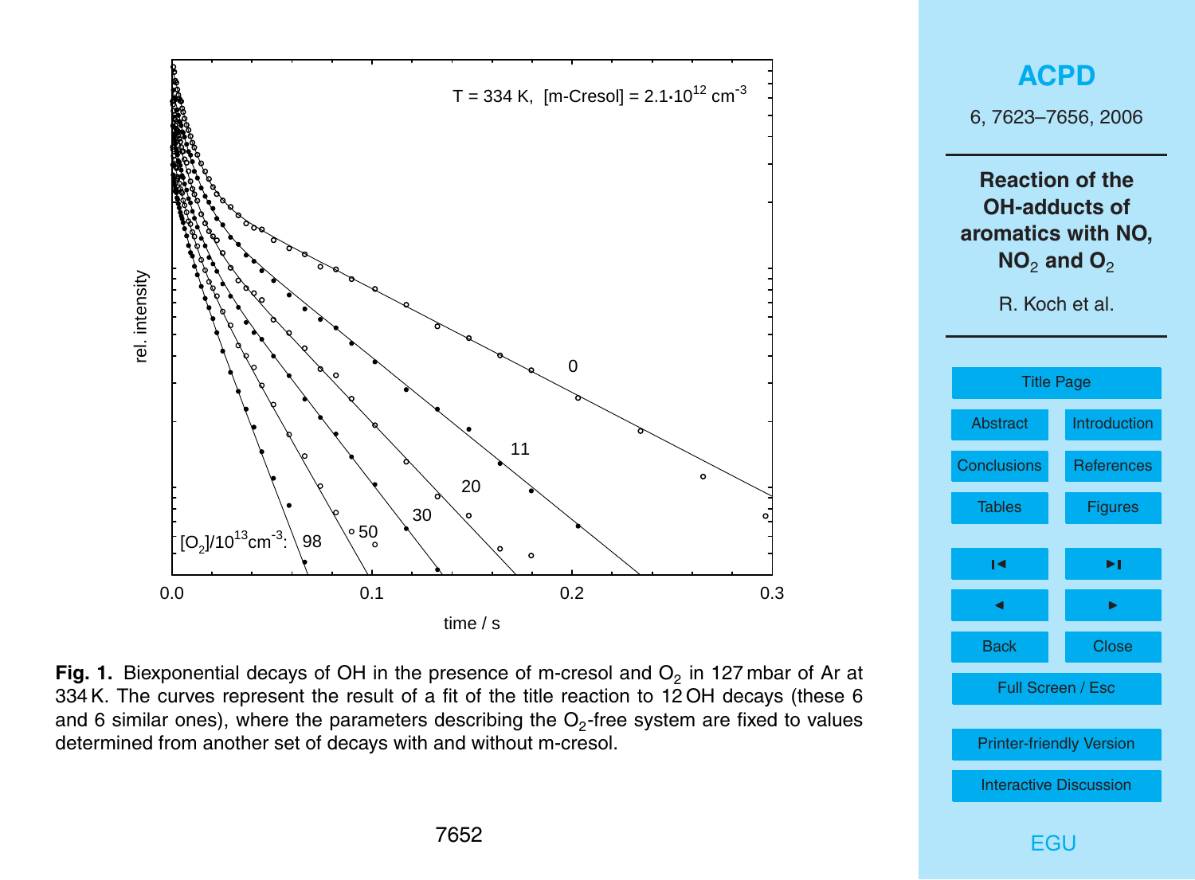**Fig. 1.** Biexponential decays of OH in the presence of m-cresol and $O_2$ in 127 mbar of Ar at 334 K. The curves represent the result of a fit of the title reaction to 12 OH decays (these 6 and 6 similar ones), where the parameters describing the $O_2$-free system are fixed to values determined from another set of decays with and without m-cresol.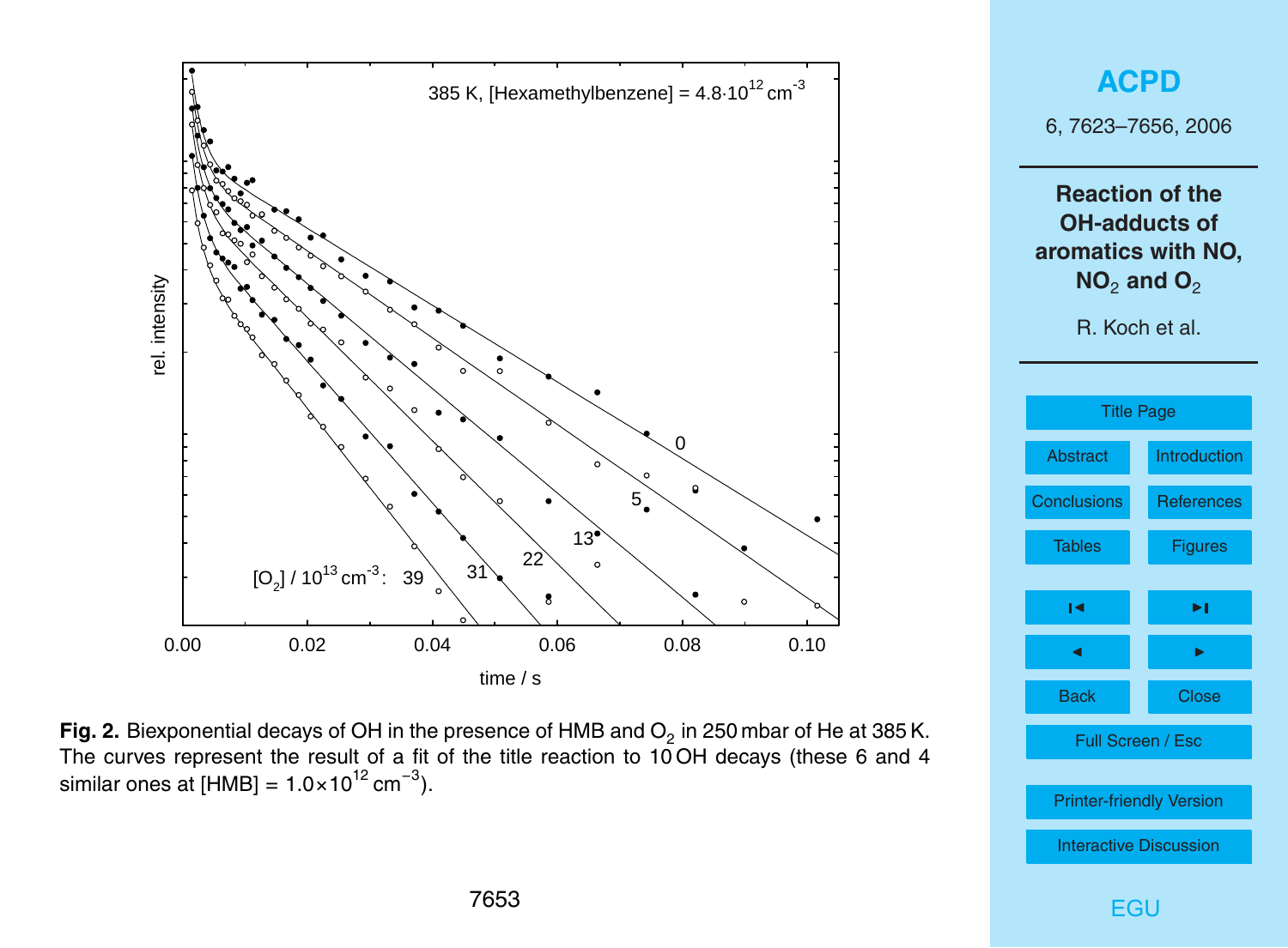**Fig. 2.** Biexponential decays of OH in the presence of HMB and $O_2$ in 250 mbar of He at 385 K. The curves represent the result of a fit of the title reaction to 10 OH decays (these 6 and 4 similar ones at [HMB] = $1.0 \times 10^{12}$ $cm^{-3}$).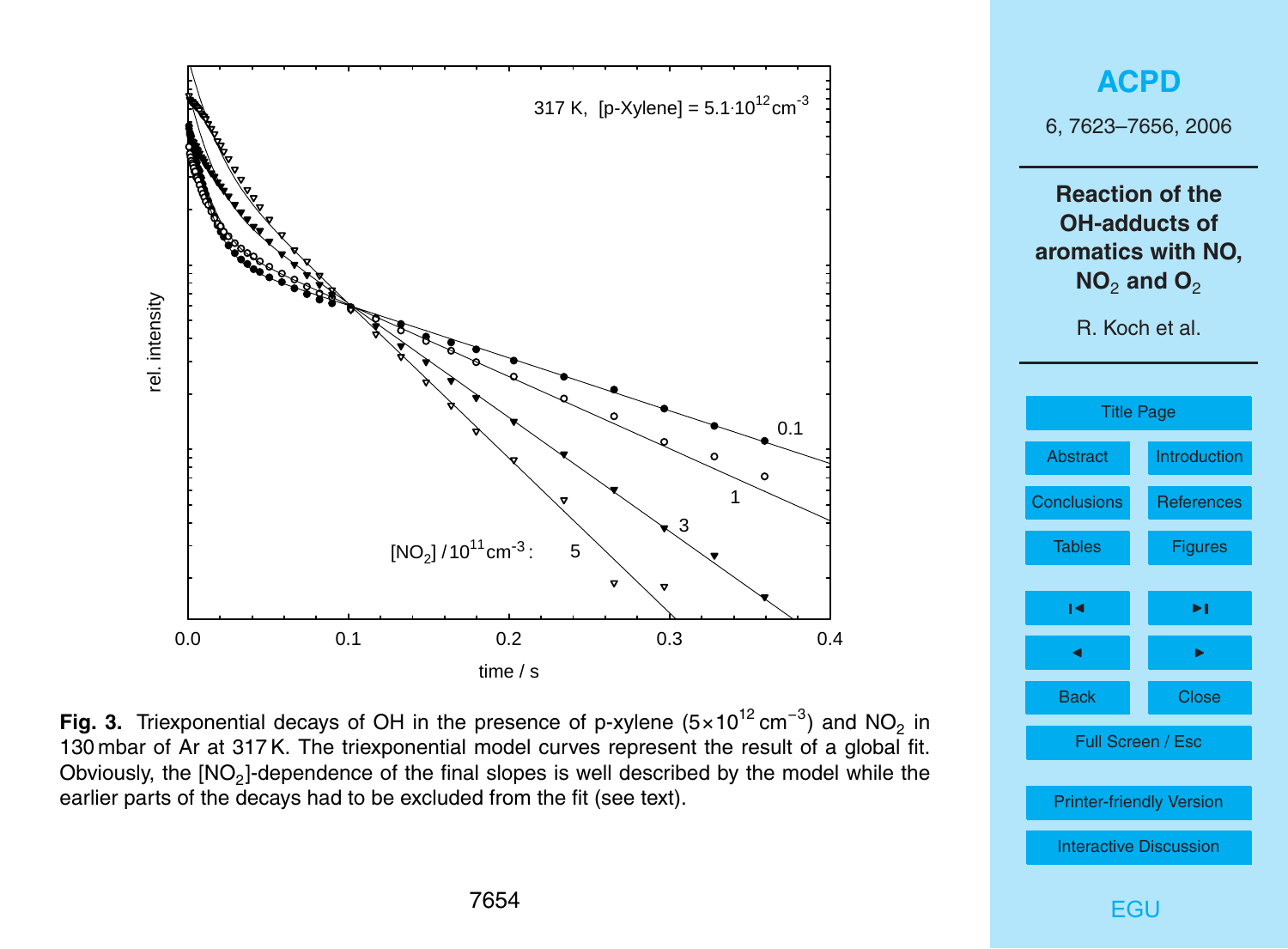**Fig. 3.** Triexponential decays of OH in the presence of p-xylene ($5\times10^{12}$ cm$^{-3}$) and $NO_2$ in 130 mbar of Ar at 317 K. The triexponential model curves represent the result of a global fit. Obviously, the $[NO_2]$-dependence of the final slopes is well described by the model while the earlier parts of the decays had to be excluded from the fit (see text).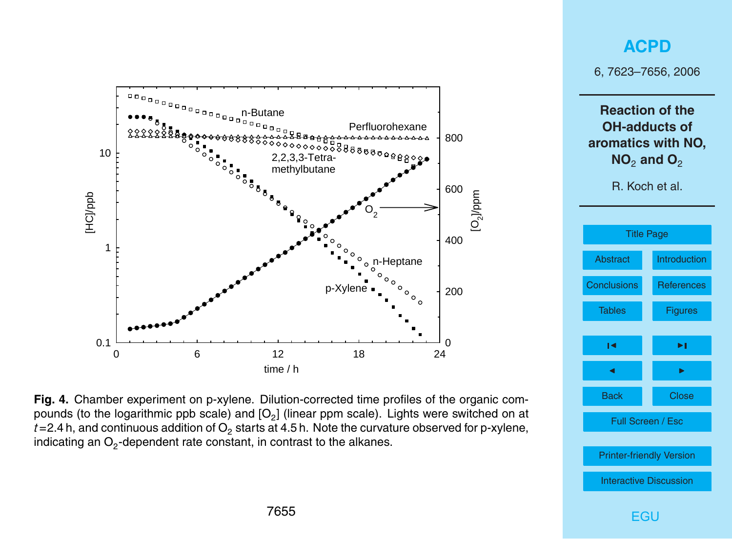**Fig. 4.** Chamber experiment on p-xylene. Dilution-corrected time profiles of the organic compounds (to the logarithmic ppb scale) and $[O_2]$ (linear ppm scale). Lights were switched on at $t$=2.4 h, and continuous addition of $O_2$ starts at 4.5 h. Note the curvature observed for p-xylene, indicating an $O_2$-dependent rate constant, in contrast to the alkanes.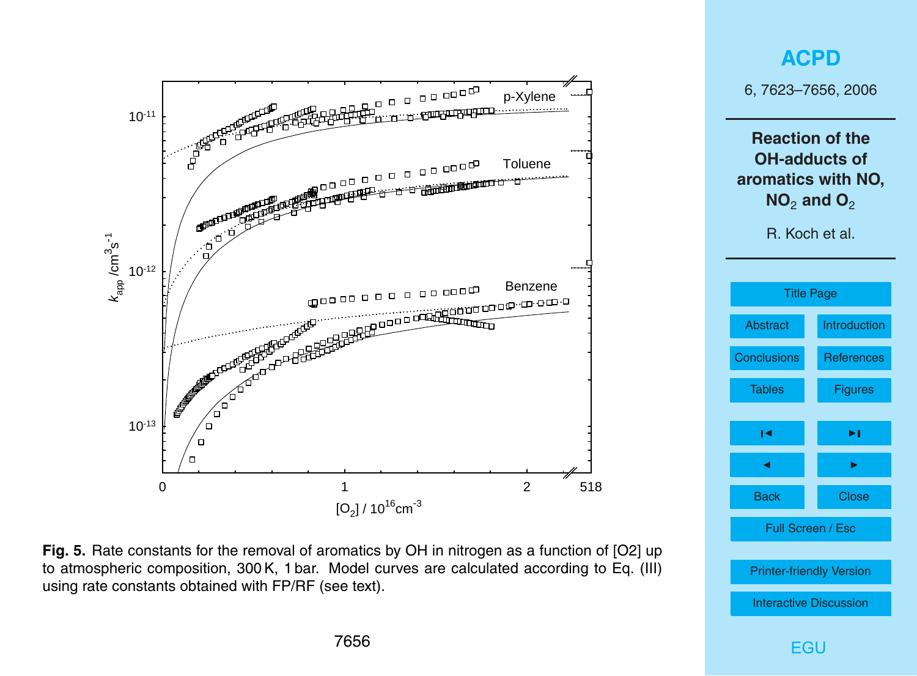p-Xylene

Toluene

Benzene

$10^{-11}$

$10^{-12}$

$10^{-13}$

$k_{app}$ /cm$^3$s$^{-1}$

0

1

2

518

[$O_2$] / $10^{16}$cm$^{-3}$

**Fig. 5.** Rate constants for the removal of aromatics by OH in nitrogen as a function of [O2] up to atmospheric composition, 300 K, 1 bar. Model curves are calculated according to Eq. (III) using rate constants obtained with FP/RF (see text).